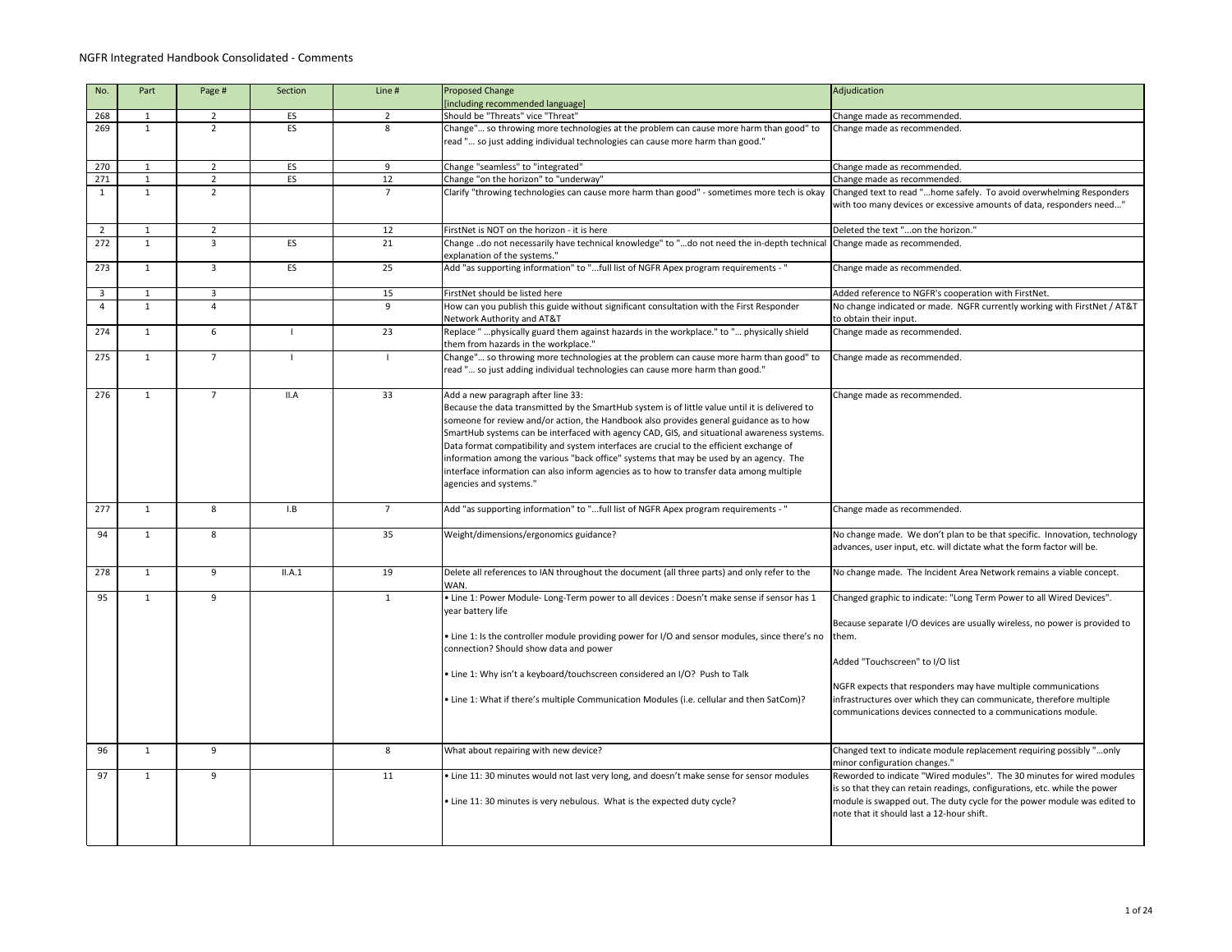# NGFR Integrated Handbook Consolidated - Comments

| No. | Part | Page # | Section | Line # | Proposed Change [including recommended language] | Adjudication |
|---|---|---|---|---|---|---|
| 268 | 1 | 2 | ES | 2 | Should be "Threats" vice "Threat" | Change made as recommended. |
| 269 | 1 | 2 | ES | 8 | Change"… so throwing more technologies at the problem can cause more harm than good" to read "… so just adding individual technologies can cause more harm than good." | Change made as recommended. |
| 270 | 1 | 2 | ES | 9 | Change "seamless" to "integrated" | Change made as recommended. |
| 271 | 1 | 2 | ES | 12 | Change "on the horizon" to "underway" | Change made as recommended. |
| 1 | 1 | 2 | | 7 | Clarify "throwing technologies can cause more harm than good" - sometimes more tech is okay | Changed text to read "...home safely. To avoid overwhelming Responders with too many devices or excessive amounts of data, responders need..." |
| 2 | 1 | 2 | | 12 | FirstNet is NOT on the horizon - it is here | Deleted the text "...on the horizon." |
| 272 | 1 | 3 | ES | 21 | Change ..do not necessarily have technical knowledge" to "...do not need the in-depth technical explanation of the systems." | Change made as recommended. |
| 273 | 1 | 3 | ES | 25 | Add "as supporting information" to "...full list of NGFR Apex program requirements - " | Change made as recommended. |
| 3 | 1 | 3 | | 15 | FirstNet should be listed here | Added reference to NGFR's cooperation with FirstNet. |
| 4 | 1 | 4 | | 9 | How can you publish this guide without significant consultation with the First Responder Network Authority and AT&T | No change indicated or made. NGFR currently working with FirstNet / AT&T to obtain their input. |
| 274 | 1 | 6 | I | 23 | Replace " …physically guard them against hazards in the workplace." to "… physically shield them from hazards in the workplace." | Change made as recommended. |
| 275 | 1 | 7 | I | I | Change"… so throwing more technologies at the problem can cause more harm than good" to read "… so just adding individual technologies can cause more harm than good." | Change made as recommended. |
| 276 | 1 | 7 | II.A | 33 | Add a new paragraph after line 33:<br>Because the data transmitted by the SmartHub system is of little value until it is delivered to someone for review and/or action, the Handbook also provides general guidance as to how SmartHub systems can be interfaced with agency CAD, GIS, and situational awareness systems. Data format compatibility and system interfaces are crucial to the efficient exchange of information among the various "back office" systems that may be used by an agency. The interface information can also inform agencies as to how to transfer data among multiple agencies and systems." | Change made as recommended. |
| 277 | 1 | 8 | I.B | 7 | Add "as supporting information" to "...full list of NGFR Apex program requirements - " | Change made as recommended. |
| 94 | 1 | 8 | | 35 | Weight/dimensions/ergonomics guidance? | No change made. We don't plan to be that specific. Innovation, technology advances, user input, etc. will dictate what the form factor will be. |
| 278 | 1 | 9 | II.A.1 | 19 | Delete all references to IAN throughout the document (all three parts) and only refer to the WAN. | No change made. The Incident Area Network remains a viable concept. |
| 95 | 1 | 9 | | 1 | • Line 1: Power Module- Long-Term power to all devices : Doesn't make sense if sensor has 1 year battery life<br><br>• Line 1: Is the controller module providing power for I/O and sensor modules, since there's no connection? Should show data and power<br><br>• Line 1: Why isn't a keyboard/touchscreen considered an I/O? Push to Talk<br><br>• Line 1: What if there's multiple Communication Modules (i.e. cellular and then SatCom)? | Changed graphic to indicate: "Long Term Power to all Wired Devices".<br><br>Because separate I/O devices are usually wireless, no power is provided to them.<br><br>Added "Touchscreen" to I/O list<br><br>NGFR expects that responders may have multiple communications infrastructures over which they can communicate, therefore multiple communications devices connected to a communications module. |
| 96 | 1 | 9 | | 8 | What about repairing with new device? | Changed text to indicate module replacement requiring possibly "…only minor configuration changes." |
| 97 | 1 | 9 | | 11 | • Line 11: 30 minutes would not last very long, and doesn't make sense for sensor modules<br><br>• Line 11: 30 minutes is very nebulous. What is the expected duty cycle? | Reworded to indicate "Wired modules". The 30 minutes for wired modules is so that they can retain readings, configurations, etc. while the power module is swapped out. The duty cycle for the power module was edited to note that it should last a 12-hour shift. |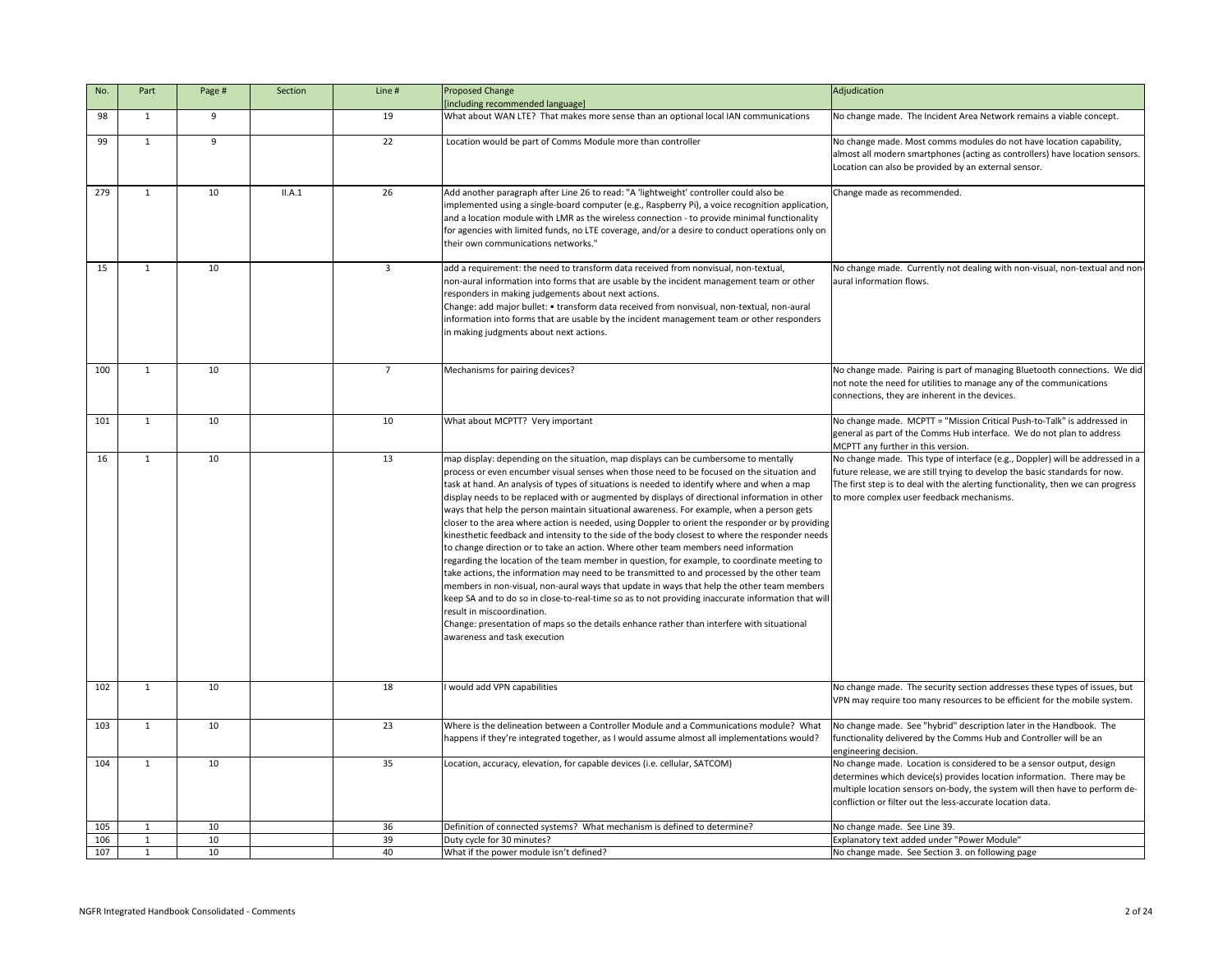| No. | Part | Page # | Section | Line # | Proposed Change [including recommended language] | Adjudication |
|---|---|---|---|---|---|---|
| 98 | 1 | 9 | | 19 | What about WAN LTE? That makes more sense than an optional local IAN communications | No change made. The Incident Area Network remains a viable concept. |
| 99 | 1 | 9 | | 22 | Location would be part of Comms Module more than controller | No change made. Most comms modules do not have location capability, almost all modern smartphones (acting as controllers) have location sensors. Location can also be provided by an external sensor. |
| 279 | 1 | 10 | II.A.1 | 26 | Add another paragraph after Line 26 to read: "A 'lightweight' controller could also be implemented using a single-board computer (e.g., Raspberry Pi), a voice recognition application, and a location module with LMR as the wireless connection - to provide minimal functionality for agencies with limited funds, no LTE coverage, and/or a desire to conduct operations only on their own communications networks." | Change made as recommended. |
| 15 | 1 | 10 | | 3 | add a requirement: the need to transform data received from nonvisual, non-textual, non-aural information into forms that are usable by the incident management team or other responders in making judgements about next actions.<br>Change: add major bullet: • transform data received from nonvisual, non-textual, non-aural information into forms that are usable by the incident management team or other responders in making judgments about next actions. | No change made. Currently not dealing with non-visual, non-textual and non-aural information flows. |
| 100 | 1 | 10 | | 7 | Mechanisms for pairing devices? | No change made. Pairing is part of managing Bluetooth connections. We did not note the need for utilities to manage any of the communications connections, they are inherent in the devices. |
| 101 | 1 | 10 | | 10 | What about MCPTT? Very important | No change made. MCPTT = "Mission Critical Push-to-Talk" is addressed in general as part of the Comms Hub interface. We do not plan to address MCPTT any further in this version. |
| 16 | 1 | 10 | | 13 | map display: depending on the situation, map displays can be cumbersome to mentally process or even encumber visual senses when those need to be focused on the situation and task at hand. An analysis of types of situations is needed to identify where and when a map display needs to be replaced with or augmented by displays of directional information in other ways that help the person maintain situational awareness. For example, when a person gets closer to the area where action is needed, using Doppler to orient the responder or by providing kinesthetic feedback and intensity to the side of the body closest to where the responder needs to change direction or to take an action. Where other team members need information regarding the location of the team member in question, for example, to coordinate meeting to take actions, the information may need to be transmitted to and processed by the other team members in non-visual, non-aural ways that update in ways that help the other team members keep SA and to do so in close-to-real-time so as to not providing inaccurate information that will result in miscoordination.<br>Change: presentation of maps so the details enhance rather than interfere with situational awareness and task execution | No change made. This type of interface (e.g., Doppler) will be addressed in a future release, we are still trying to develop the basic standards for now. The first step is to deal with the alerting functionality, then we can progress to more complex user feedback mechanisms. |
| 102 | 1 | 10 | | 18 | I would add VPN capabilities | No change made. The security section addresses these types of issues, but VPN may require too many resources to be efficient for the mobile system. |
| 103 | 1 | 10 | | 23 | Where is the delineation between a Controller Module and a Communications module? What happens if they're integrated together, as I would assume almost all implementations would? | No change made. See "hybrid" description later in the Handbook. The functionality delivered by the Comms Hub and Controller will be an engineering decision. |
| 104 | 1 | 10 | | 35 | Location, accuracy, elevation, for capable devices (i.e. cellular, SATCOM) | No change made. Location is considered to be a sensor output, design determines which device(s) provides location information. There may be multiple location sensors on-body, the system will then have to perform de-confliction or filter out the less-accurate location data. |
| 105 | 1 | 10 | | 36 | Definition of connected systems? What mechanism is defined to determine? | No change made. See Line 39. |
| 106 | 1 | 10 | | 39 | Duty cycle for 30 minutes? | Explanatory text added under "Power Module" |
| 107 | 1 | 10 | | 40 | What if the power module isn't defined? | No change made. See Section 3. on following page |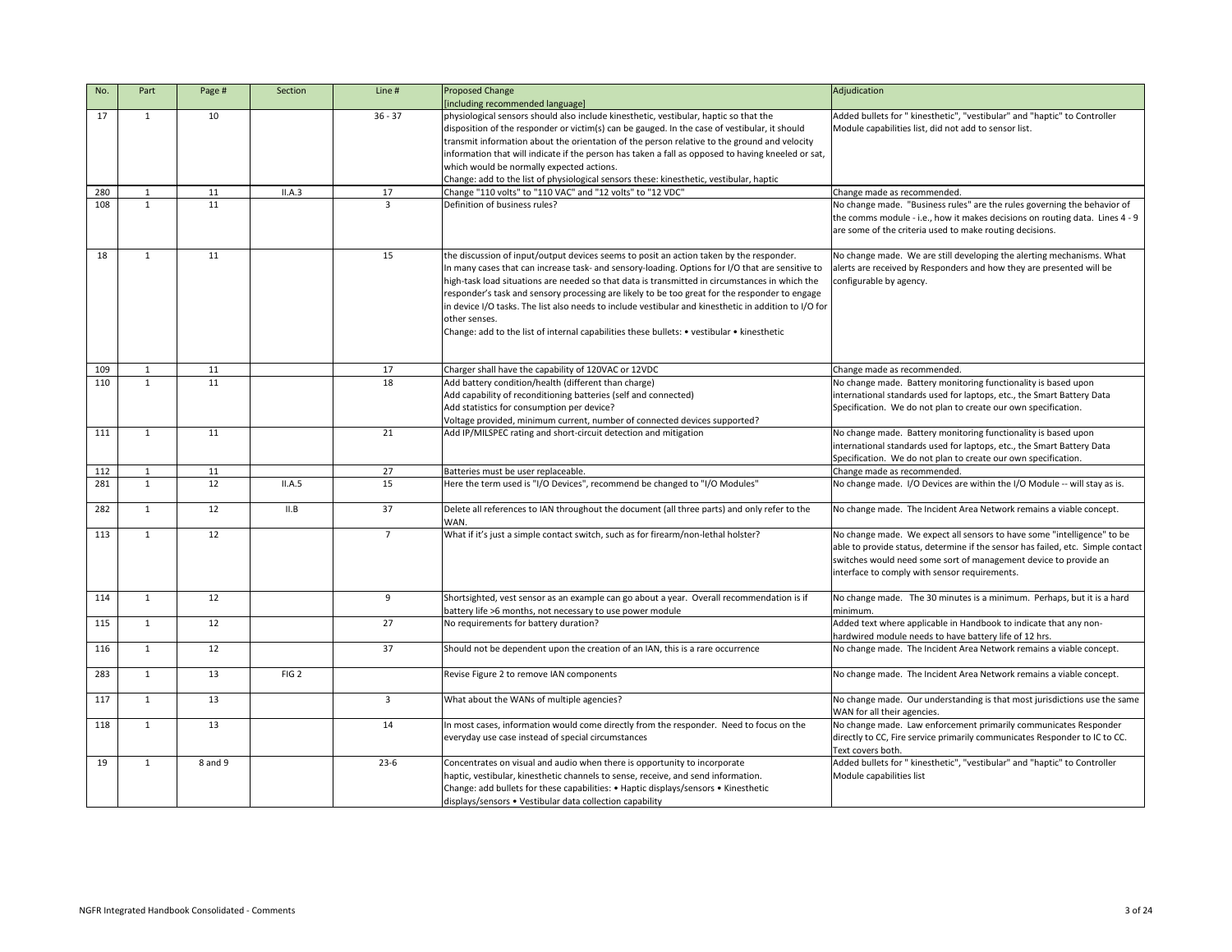| No. | Part | Page # | Section | Line # | Proposed Change [including recommended language] | Adjudication |
|---|---|---|---|---|---|---|
| 17 | 1 | 10 | | 36 - 37 | physiological sensors should also include kinesthetic, vestibular, haptic so that the disposition of the responder or victim(s) can be gauged. In the case of vestibular, it should transmit information about the orientation of the person relative to the ground and velocity information that will indicate if the person has taken a fall as opposed to having kneeled or sat, which would be normally expected actions. Change: add to the list of physiological sensors these: kinesthetic, vestibular, haptic | Added bullets for " kinesthetic", "vestibular" and "haptic" to Controller Module capabilities list, did not add to sensor list. |
| 280 | 1 | 11 | II.A.3 | 17 | Change "110 volts" to "110 VAC" and "12 volts" to "12 VDC" | Change made as recommended. |
| 108 | 1 | 11 | | 3 | Definition of business rules? | No change made. "Business rules" are the rules governing the behavior of the comms module - i.e., how it makes decisions on routing data. Lines 4 - 9 are some of the criteria used to make routing decisions. |
| 18 | 1 | 11 | | 15 | the discussion of input/output devices seems to posit an action taken by the responder. In many cases that can increase task- and sensory-loading. Options for I/O that are sensitive to high-task load situations are needed so that data is transmitted in circumstances in which the responder's task and sensory processing are likely to be too great for the responder to engage in device I/O tasks. The list also needs to include vestibular and kinesthetic in addition to I/O for other senses. Change: add to the list of internal capabilities these bullets: • vestibular • kinesthetic | No change made. We are still developing the alerting mechanisms. What alerts are received by Responders and how they are presented will be configurable by agency. |
| 109 | 1 | 11 | | 17 | Charger shall have the capability of 120VAC or 12VDC | Change made as recommended. |
| 110 | 1 | 11 | | 18 | Add battery condition/health (different than charge) Add capability of reconditioning batteries (self and connected) Add statistics for consumption per device? Voltage provided, minimum current, number of connected devices supported? | No change made. Battery monitoring functionality is based upon international standards used for laptops, etc., the Smart Battery Data Specification. We do not plan to create our own specification. |
| 111 | 1 | 11 | | 21 | Add IP/MILSPEC rating and short-circuit detection and mitigation | No change made. Battery monitoring functionality is based upon international standards used for laptops, etc., the Smart Battery Data Specification. We do not plan to create our own specification. |
| 112 | 1 | 11 | | 27 | Batteries must be user replaceable. | Change made as recommended. |
| 281 | 1 | 12 | II.A.5 | 15 | Here the term used is "I/O Devices", recommend be changed to "I/O Modules" | No change made. I/O Devices are within the I/O Module -- will stay as is. |
| 282 | 1 | 12 | II.B | 37 | Delete all references to IAN throughout the document (all three parts) and only refer to the WAN. | No change made. The Incident Area Network remains a viable concept. |
| 113 | 1 | 12 | | 7 | What if it's just a simple contact switch, such as for firearm/non-lethal holster? | No change made. We expect all sensors to have some "intelligence" to be able to provide status, determine if the sensor has failed, etc. Simple contact switches would need some sort of management device to provide an interface to comply with sensor requirements. |
| 114 | 1 | 12 | | 9 | Shortsighted, vest sensor as an example can go about a year. Overall recommendation is if battery life >6 months, not necessary to use power module | No change made. The 30 minutes is a minimum. Perhaps, but it is a hard minimum. |
| 115 | 1 | 12 | | 27 | No requirements for battery duration? | Added text where applicable in Handbook to indicate that any non-hardwired module needs to have battery life of 12 hrs. |
| 116 | 1 | 12 | | 37 | Should not be dependent upon the creation of an IAN, this is a rare occurrence | No change made. The Incident Area Network remains a viable concept. |
| 283 | 1 | 13 | FIG 2 | | Revise Figure 2 to remove IAN components | No change made. The Incident Area Network remains a viable concept. |
| 117 | 1 | 13 | | 3 | What about the WANs of multiple agencies? | No change made. Our understanding is that most jurisdictions use the same WAN for all their agencies. |
| 118 | 1 | 13 | | 14 | In most cases, information would come directly from the responder. Need to focus on the everyday use case instead of special circumstances | No change made. Law enforcement primarily communicates Responder directly to CC, Fire service primarily communicates Responder to IC to CC. Text covers both. |
| 19 | 1 | 8 and 9 | | 23-6 | Concentrates on visual and audio when there is opportunity to incorporate haptic, vestibular, kinesthetic channels to sense, receive, and send information. Change: add bullets for these capabilities: • Haptic displays/sensors • Kinesthetic displays/sensors • Vestibular data collection capability | Added bullets for " kinesthetic", "vestibular" and "haptic" to Controller Module capabilities list |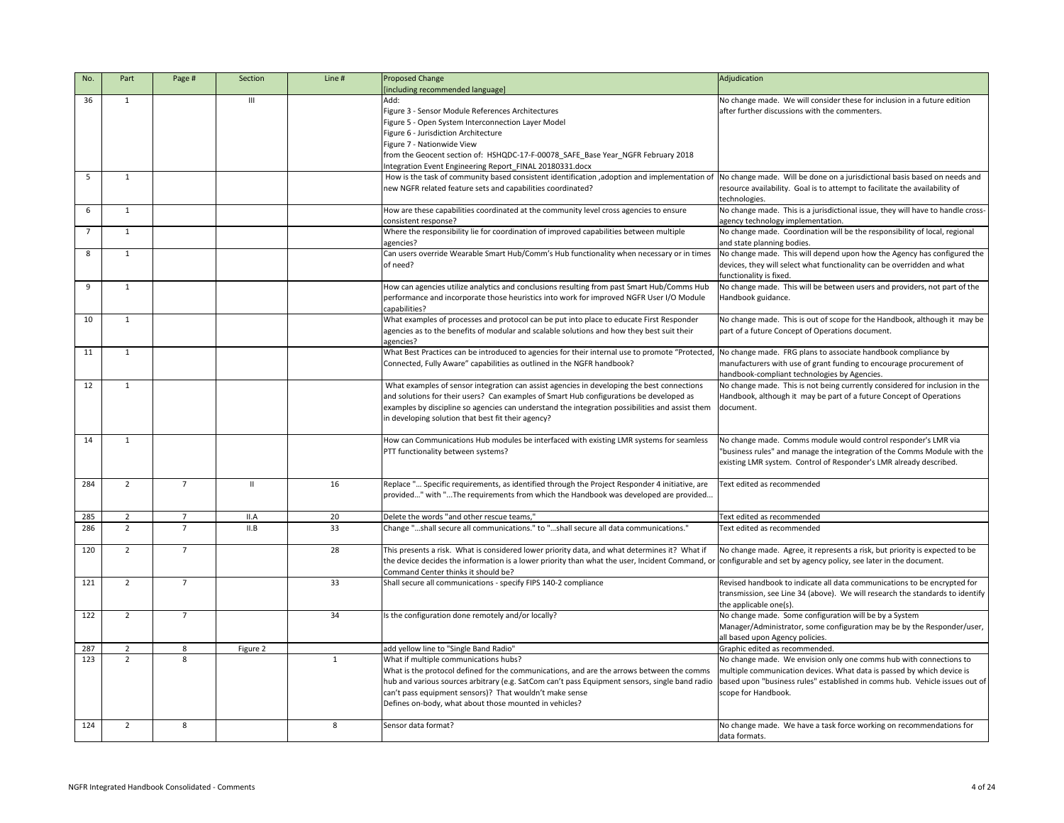| No. | Part | Page # | Section | Line # | Proposed Change [including recommended language] | Adjudication |
|---|---|---|---|---|---|---|
| 36 | 1 | | III | | Add:<br>Figure 3 - Sensor Module References Architectures<br>Figure 5 - Open System Interconnection Layer Model<br>Figure 6 - Jurisdiction Architecture<br>Figure 7 - Nationwide View<br>from the Geocent section of: HSHQDC-17-F-00078_SAFE_Base Year_NGFR February 2018 Integration Event Engineering Report_FINAL 20180331.docx | No change made. We will consider these for inclusion in a future edition after further discussions with the commenters. |
| 5 | 1 | | | | How is the task of community based consistent identification ,adoption and implementation of new NGFR related feature sets and capabilities coordinated? | No change made. Will be done on a jurisdictional basis based on needs and resource availability. Goal is to attempt to facilitate the availability of technologies. |
| 6 | 1 | | | | How are these capabilities coordinated at the community level cross agencies to ensure consistent response? | No change made. This is a jurisdictional issue, they will have to handle cross-agency technology implementation. |
| 7 | 1 | | | | Where the responsibility lie for coordination of improved capabilities between multiple agencies? | No change made. Coordination will be the responsibility of local, regional and state planning bodies. |
| 8 | 1 | | | | Can users override Wearable Smart Hub/Comm's Hub functionality when necessary or in times of need? | No change made. This will depend upon how the Agency has configured the devices, they will select what functionality can be overridden and what functionality is fixed. |
| 9 | 1 | | | | How can agencies utilize analytics and conclusions resulting from past Smart Hub/Comms Hub performance and incorporate those heuristics into work for improved NGFR User I/O Module capabilities? | No change made. This will be between users and providers, not part of the Handbook guidance. |
| 10 | 1 | | | | What examples of processes and protocol can be put into place to educate First Responder agencies as to the benefits of modular and scalable solutions and how they best suit their agencies? | No change made. This is out of scope for the Handbook, although it may be part of a future Concept of Operations document. |
| 11 | 1 | | | | What Best Practices can be introduced to agencies for their internal use to promote "Protected, Connected, Fully Aware" capabilities as outlined in the NGFR handbook? | No change made. FRG plans to associate handbook compliance by manufacturers with use of grant funding to encourage procurement of handbook-compliant technologies by Agencies. |
| 12 | 1 | | | | What examples of sensor integration can assist agencies in developing the best connections and solutions for their users? Can examples of Smart Hub configurations be developed as examples by discipline so agencies can understand the integration possibilities and assist them in developing solution that best fit their agency? | No change made. This is not being currently considered for inclusion in the Handbook, although it may be part of a future Concept of Operations document. |
| 14 | 1 | | | | How can Communications Hub modules be interfaced with existing LMR systems for seamless PTT functionality between systems? | No change made. Comms module would control responder's LMR via "business rules" and manage the integration of the Comms Module with the existing LMR system. Control of Responder's LMR already described. |
| 284 | 2 | 7 | II | 16 | Replace "... Specific requirements, as identified through the Project Responder 4 initiative, are provided..." with "...The requirements from which the Handbook was developed are provided... | Text edited as recommended |
| 285 | 2 | 7 | II.A | 20 | Delete the words "and other rescue teams," | Text edited as recommended |
| 286 | 2 | 7 | II.B | 33 | Change "...shall secure all communications." to "...shall secure all data communications." | Text edited as recommended |
| 120 | 2 | 7 | | 28 | This presents a risk. What is considered lower priority data, and what determines it? What if the device decides the information is a lower priority than what the user, Incident Command, or Command Center thinks it should be? | No change made. Agree, it represents a risk, but priority is expected to be configurable and set by agency policy, see later in the document. |
| 121 | 2 | 7 | | 33 | Shall secure all communications - specify FIPS 140-2 compliance | Revised handbook to indicate all data communications to be encrypted for transmission, see Line 34 (above). We will research the standards to identify the applicable one(s). |
| 122 | 2 | 7 | | 34 | Is the configuration done remotely and/or locally? | No change made. Some configuration will be by a System Manager/Administrator, some configuration may be by the Responder/user, all based upon Agency policies. |
| 287 | 2 | 8 | Figure 2 | | add yellow line to "Single Band Radio" | Graphic edited as recommended. |
| 123 | 2 | 8 | | 1 | What if multiple communications hubs?<br>What is the protocol defined for the communications, and are the arrows between the comms hub and various sources arbitrary (e.g. SatCom can't pass Equipment sensors, single band radio can't pass equipment sensors)? That wouldn't make sense<br>Defines on-body, what about those mounted in vehicles? | No change made. We envision only one comms hub with connections to multiple communication devices. What data is passed by which device is based upon "business rules" established in comms hub. Vehicle issues out of scope for Handbook. |
| 124 | 2 | 8 | | 8 | Sensor data format? | No change made. We have a task force working on recommendations for data formats. |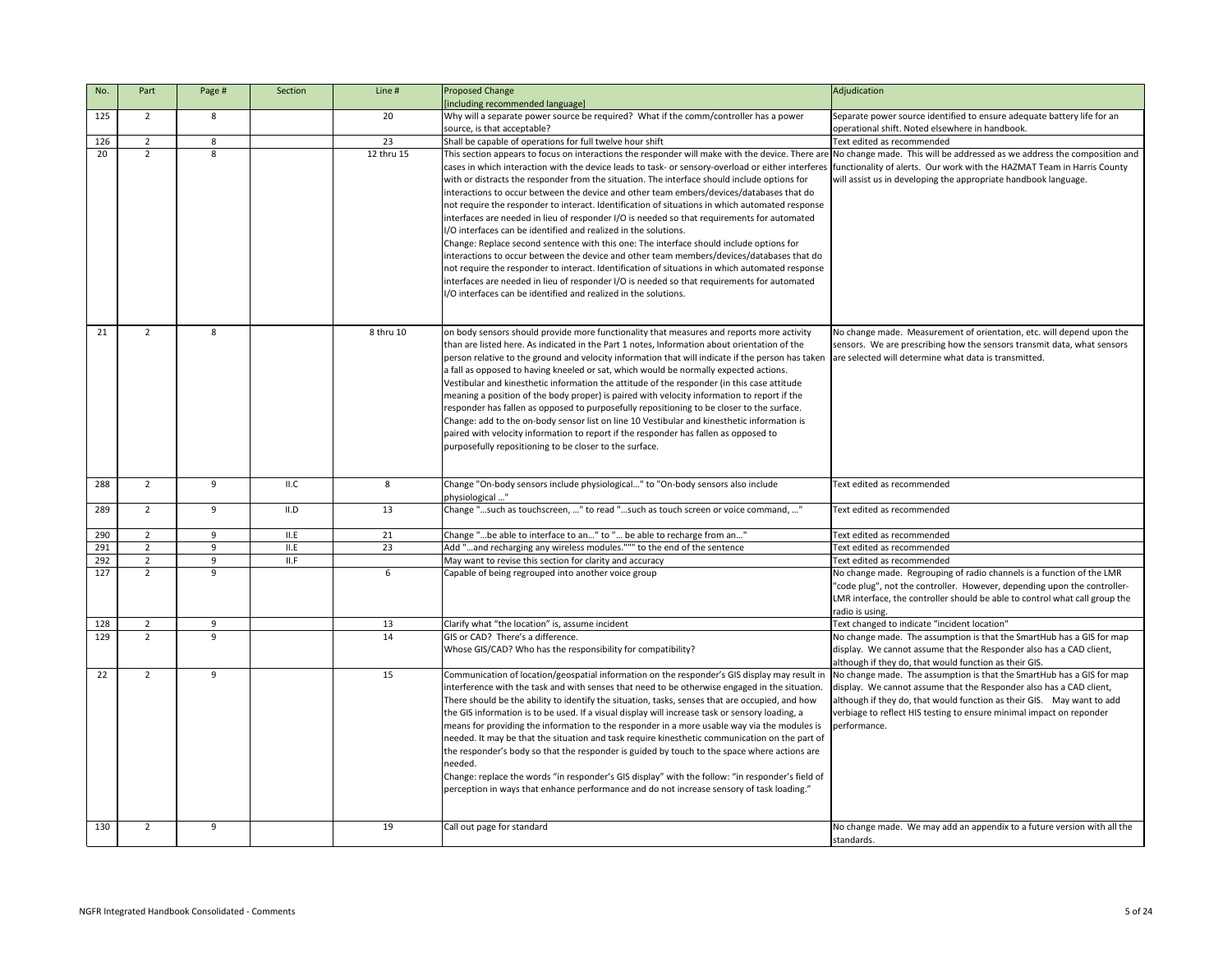| No. | Part | Page # | Section | Line # | Proposed Change [including recommended language] | Adjudication |
|---|---|---|---|---|---|---|
| 125 | 2 | 8 | | 20 | Why will a separate power source be required? What if the comm/controller has a power source, is that acceptable? | Separate power source identified to ensure adequate battery life for an operational shift. Noted elsewhere in handbook. |
| 126 | 2 | 8 | | 23 | Shall be capable of operations for full twelve hour shift | Text edited as recommended |
| 20 | 2 | 8 | | 12 thru 15 | This section appears to focus on interactions the responder will make with the device. There are cases in which interaction with the device leads to task- or sensory-overload or either interferes with or distracts the responder from the situation. The interface should include options for interactions to occur between the device and other team embers/devices/databases that do not require the responder to interact. Identification of situations in which automated response interfaces are needed in lieu of responder I/O is needed so that requirements for automated I/O interfaces can be identified and realized in the solutions.<br>Change: Replace second sentence with this one: The interface should include options for interactions to occur between the device and other team members/devices/databases that do not require the responder to interact. Identification of situations in which automated response interfaces are needed in lieu of responder I/O is needed so that requirements for automated I/O interfaces can be identified and realized in the solutions. | No change made. This will be addressed as we address the composition and functionality of alerts. Our work with the HAZMAT Team in Harris County will assist us in developing the appropriate handbook language. |
| 21 | 2 | 8 | | 8 thru 10 | on body sensors should provide more functionality that measures and reports more activity than are listed here. As indicated in the Part 1 notes, Information about orientation of the person relative to the ground and velocity information that will indicate if the person has taken a fall as opposed to having kneeled or sat, which would be normally expected actions. Vestibular and kinesthetic information the attitude of the responder (in this case attitude meaning a position of the body proper) is paired with velocity information to report if the responder has fallen as opposed to purposefully repositioning to be closer to the surface.<br>Change: add to the on-body sensor list on line 10 Vestibular and kinesthetic information is paired with velocity information to report if the responder has fallen as opposed to purposefully repositioning to be closer to the surface. | No change made. Measurement of orientation, etc. will depend upon the sensors. We are prescribing how the sensors transmit data, what sensors are selected will determine what data is transmitted. |
| 288 | 2 | 9 | II.C | 8 | Change "On-body sensors include physiological…" to "On-body sensors also include physiological …" | Text edited as recommended |
| 289 | 2 | 9 | II.D | 13 | Change "…such as touchscreen, …" to read "…such as touch screen or voice command, …" | Text edited as recommended |
| 290 | 2 | 9 | II.E | 21 | Change "…be able to interface to an…" to "… be able to recharge from an…" | Text edited as recommended |
| 291 | 2 | 9 | II.E | 23 | Add "…and recharging any wireless modules."'" to the end of the sentence | Text edited as recommended |
| 292 | 2 | 9 | II.F | | May want to revise this section for clarity and accuracy | Text edited as recommended |
| 127 | 2 | 9 | | 6 | Capable of being regrouped into another voice group | No change made. Regrouping of radio channels is a function of the LMR "code plug", not the controller. However, depending upon the controller-LMR interface, the controller should be able to control what call group the radio is using. |
| 128 | 2 | 9 | | 13 | Clarify what "the location" is, assume incident | Text changed to indicate "incident location" |
| 129 | 2 | 9 | | 14 | GIS or CAD? There's a difference.<br>Whose GIS/CAD? Who has the responsibility for compatibility? | No change made. The assumption is that the SmartHub has a GIS for map display. We cannot assume that the Responder also has a CAD client, although if they do, that would function as their GIS. |
| 22 | 2 | 9 | | 15 | Communication of location/geospatial information on the responder's GIS display may result in interference with the task and with senses that need to be otherwise engaged in the situation. There should be the ability to identify the situation, tasks, senses that are occupied, and how the GIS information is to be used. If a visual display will increase task or sensory loading, a means for providing the information to the responder in a more usable way via the modules is needed. It may be that the situation and task require kinesthetic communication on the part of the responder's body so that the responder is guided by touch to the space where actions are needed.<br>Change: replace the words "in responder's GIS display" with the follow: "in responder's field of perception in ways that enhance performance and do not increase sensory of task loading." | No change made. The assumption is that the SmartHub has a GIS for map display. We cannot assume that the Responder also has a CAD client, although if they do, that would function as their GIS. May want to add verbiage to reflect HIS testing to ensure minimal impact on reponder performance. |
| 130 | 2 | 9 | | 19 | Call out page for standard | No change made. We may add an appendix to a future version with all the standards. |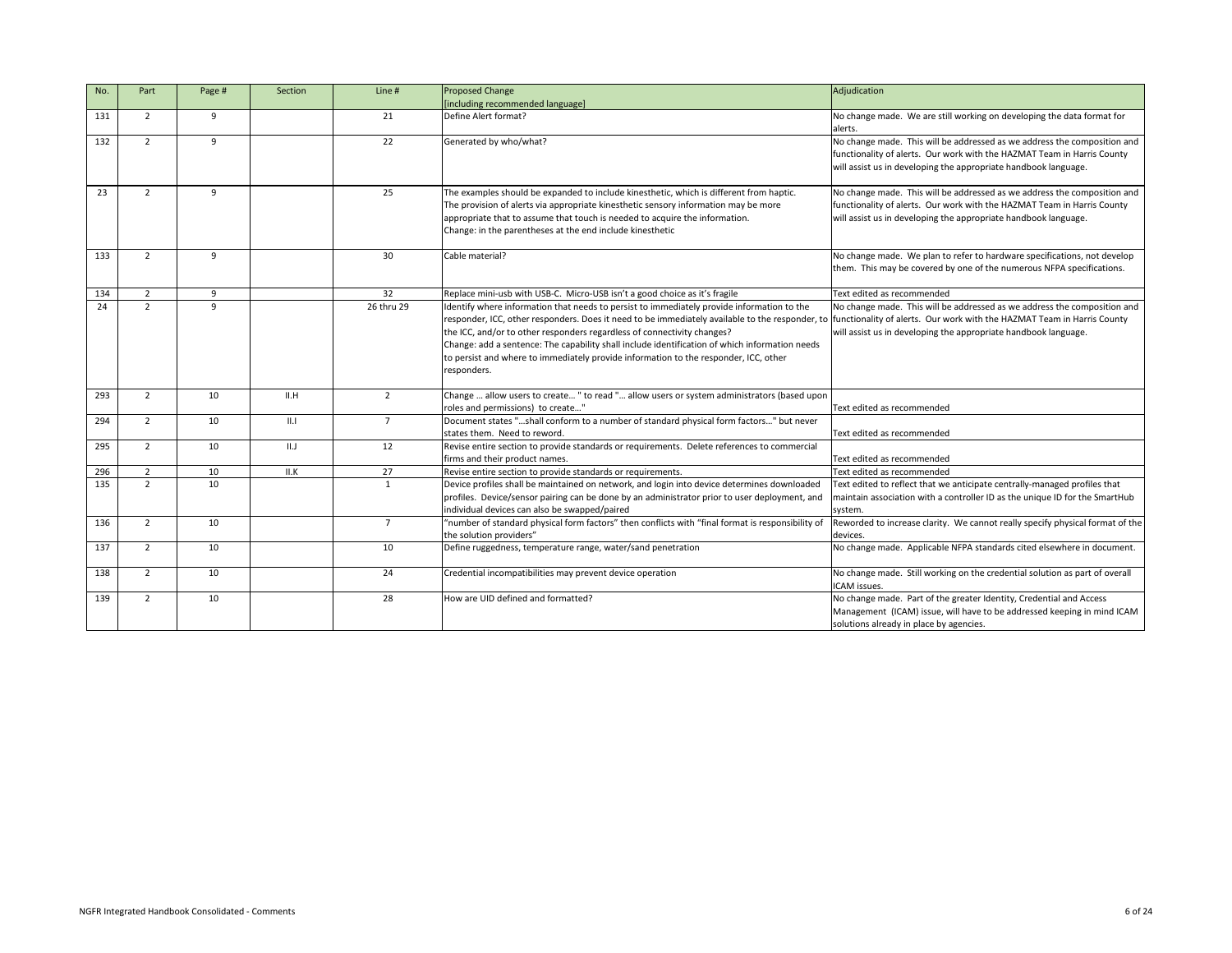| No. | Part | Page # | Section | Line # | Proposed Change [including recommended language] | Adjudication |
|---|---|---|---|---|---|---|
| 131 | 2 | 9 | | 21 | Define Alert format? | No change made. We are still working on developing the data format for alerts. |
| 132 | 2 | 9 | | 22 | Generated by who/what? | No change made. This will be addressed as we address the composition and functionality of alerts. Our work with the HAZMAT Team in Harris County will assist us in developing the appropriate handbook language. |
| 23 | 2 | 9 | | 25 | The examples should be expanded to include kinesthetic, which is different from haptic. The provision of alerts via appropriate kinesthetic sensory information may be more appropriate that to assume that touch is needed to acquire the information. Change: in the parentheses at the end include kinesthetic | No change made. This will be addressed as we address the composition and functionality of alerts. Our work with the HAZMAT Team in Harris County will assist us in developing the appropriate handbook language. |
| 133 | 2 | 9 | | 30 | Cable material? | No change made. We plan to refer to hardware specifications, not develop them. This may be covered by one of the numerous NFPA specifications. |
| 134 | 2 | 9 | | 32 | Replace mini-usb with USB-C. Micro-USB isn't a good choice as it's fragile | Text edited as recommended |
| 24 | 2 | 9 | | 26 thru 29 | Identify where information that needs to persist to immediately provide information to the responder, ICC, other responders. Does it need to be immediately available to the responder, to the ICC, and/or to other responders regardless of connectivity changes? Change: add a sentence: The capability shall include identification of which information needs to persist and where to immediately provide information to the responder, ICC, other responders. | No change made. This will be addressed as we address the composition and functionality of alerts. Our work with the HAZMAT Team in Harris County will assist us in developing the appropriate handbook language. |
| 293 | 2 | 10 | II.H | 2 | Change … allow users to create… " to read "… allow users or system administrators (based upon roles and permissions) to create…" | Text edited as recommended |
| 294 | 2 | 10 | II.I | 7 | Document states "…shall conform to a number of standard physical form factors…" but never states them. Need to reword. | Text edited as recommended |
| 295 | 2 | 10 | II.J | 12 | Revise entire section to provide standards or requirements. Delete references to commercial firms and their product names. | Text edited as recommended |
| 296 | 2 | 10 | II.K | 27 | Revise entire section to provide standards or requirements. | Text edited as recommended |
| 135 | 2 | 10 | | 1 | Device profiles shall be maintained on network, and login into device determines downloaded profiles. Device/sensor pairing can be done by an administrator prior to user deployment, and individual devices can also be swapped/paired | Text edited to reflect that we anticipate centrally-managed profiles that maintain association with a controller ID as the unique ID for the SmartHub system. |
| 136 | 2 | 10 | | 7 | "number of standard physical form factors" then conflicts with "final format is responsibility of the solution providers" | Reworded to increase clarity. We cannot really specify physical format of the devices. |
| 137 | 2 | 10 | | 10 | Define ruggedness, temperature range, water/sand penetration | No change made. Applicable NFPA standards cited elsewhere in document. |
| 138 | 2 | 10 | | 24 | Credential incompatibilities may prevent device operation | No change made. Still working on the credential solution as part of overall ICAM issues. |
| 139 | 2 | 10 | | 28 | How are UID defined and formatted? | No change made. Part of the greater Identity, Credential and Access Management (ICAM) issue, will have to be addressed keeping in mind ICAM solutions already in place by agencies. |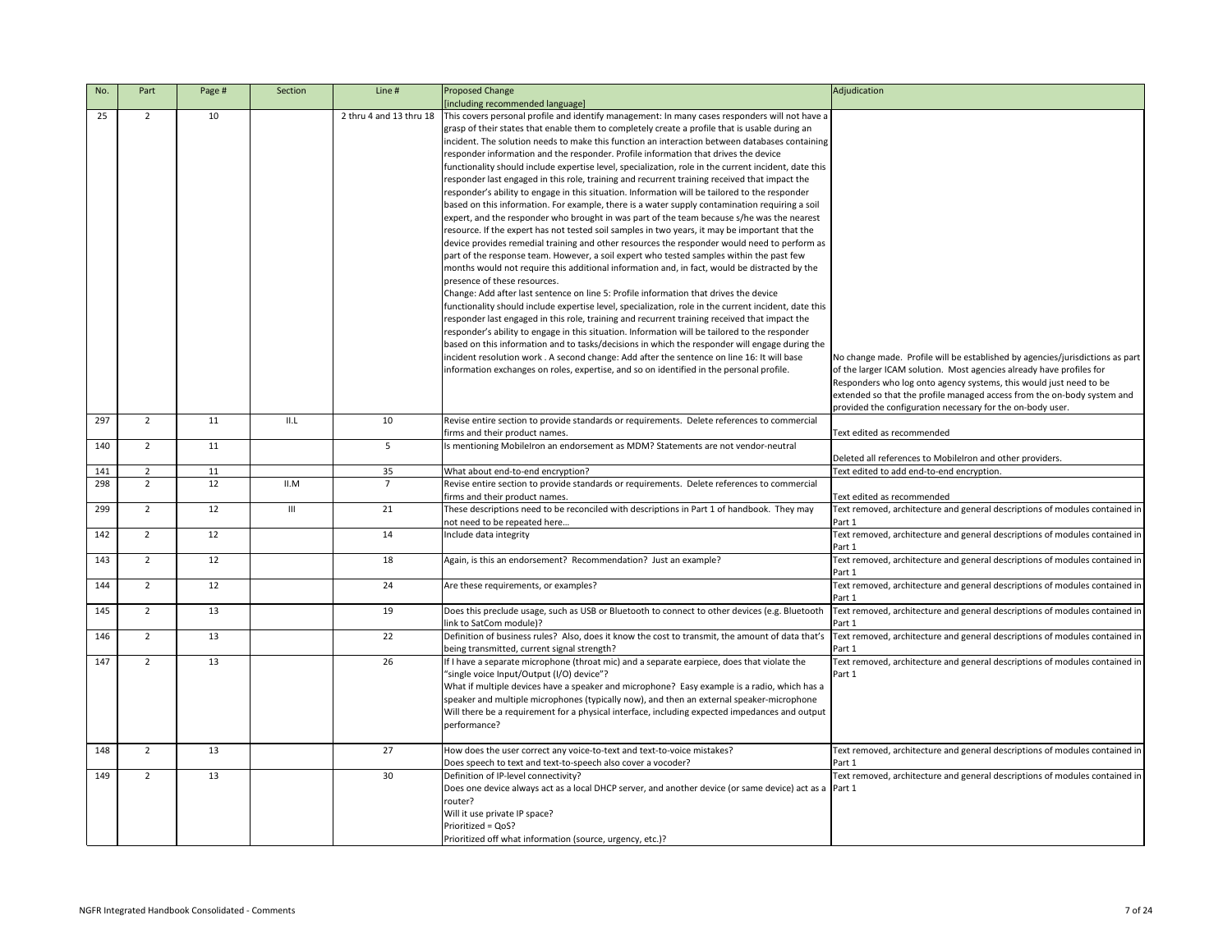| No. | Part | Page # | Section | Line # | Proposed Change [including recommended language] | Adjudication |
|---|---|---|---|---|---|---|
| 25 | 2 | 10 | | 2 thru 4 and 13 thru 18 | This covers personal profile and identify management: In many cases responders will not have a grasp of their states that enable them to completely create a profile that is usable during an incident. The solution needs to make this function an interaction between databases containing responder information and the responder. Profile information that drives the device functionality should include expertise level, specialization, role in the current incident, date this responder last engaged in this role, training and recurrent training received that impact the responder's ability to engage in this situation. Information will be tailored to the responder based on this information. For example, there is a water supply contamination requiring a soil expert, and the responder who brought in was part of the team because s/he was the nearest resource. If the expert has not tested soil samples in two years, it may be important that the device provides remedial training and other resources the responder would need to perform as part of the response team. However, a soil expert who tested samples within the past few months would not require this additional information and, in fact, would be distracted by the presence of these resources.<br>Change: Add after last sentence on line 5: Profile information that drives the device functionality should include expertise level, specialization, role in the current incident, date this responder last engaged in this role, training and recurrent training received that impact the responder's ability to engage in this situation. Information will be tailored to the responder based on this information and to tasks/decisions in which the responder will engage during the incident resolution work . A second change: Add after the sentence on line 16: It will base information exchanges on roles, expertise, and so on identified in the personal profile. | No change made. Profile will be established by agencies/jurisdictions as part of the larger ICAM solution. Most agencies already have profiles for Responders who log onto agency systems, this would just need to be extended so that the profile managed access from the on-body system and provided the configuration necessary for the on-body user. |
| 297 | 2 | 11 | II.L | 10 | Revise entire section to provide standards or requirements. Delete references to commercial firms and their product names. | Text edited as recommended |
| 140 | 2 | 11 | | 5 | Is mentioning MobileIron an endorsement as MDM? Statements are not vendor-neutral | Deleted all references to MobileIron and other providers. |
| 141 | 2 | 11 | | 35 | What about end-to-end encryption? | Text edited to add end-to-end encryption. |
| 298 | 2 | 12 | II.M | 7 | Revise entire section to provide standards or requirements. Delete references to commercial firms and their product names. | Text edited as recommended |
| 299 | 2 | 12 | III | 21 | These descriptions need to be reconciled with descriptions in Part 1 of handbook. They may not need to be repeated here… | Text removed, architecture and general descriptions of modules contained in Part 1 |
| 142 | 2 | 12 | | 14 | Include data integrity | Text removed, architecture and general descriptions of modules contained in Part 1 |
| 143 | 2 | 12 | | 18 | Again, is this an endorsement? Recommendation? Just an example? | Text removed, architecture and general descriptions of modules contained in Part 1 |
| 144 | 2 | 12 | | 24 | Are these requirements, or examples? | Text removed, architecture and general descriptions of modules contained in Part 1 |
| 145 | 2 | 13 | | 19 | Does this preclude usage, such as USB or Bluetooth to connect to other devices (e.g. Bluetooth link to SatCom module)? | Text removed, architecture and general descriptions of modules contained in Part 1 |
| 146 | 2 | 13 | | 22 | Definition of business rules? Also, does it know the cost to transmit, the amount of data that's being transmitted, current signal strength? | Text removed, architecture and general descriptions of modules contained in Part 1 |
| 147 | 2 | 13 | | 26 | If I have a separate microphone (throat mic) and a separate earpiece, does that violate the "single voice Input/Output (I/O) device"?<br>What if multiple devices have a speaker and microphone? Easy example is a radio, which has a speaker and multiple microphones (typically now), and then an external speaker-microphone<br>Will there be a requirement for a physical interface, including expected impedances and output performance? | Text removed, architecture and general descriptions of modules contained in Part 1 |
| 148 | 2 | 13 | | 27 | How does the user correct any voice-to-text and text-to-voice mistakes?<br>Does speech to text and text-to-speech also cover a vocoder? | Text removed, architecture and general descriptions of modules contained in Part 1 |
| 149 | 2 | 13 | | 30 | Definition of IP-level connectivity?<br>Does one device always act as a local DHCP server, and another device (or same device) act as a router?<br>Will it use private IP space?<br>Prioritized = QoS?<br>Prioritized off what information (source, urgency, etc.)? | Text removed, architecture and general descriptions of modules contained in Part 1 |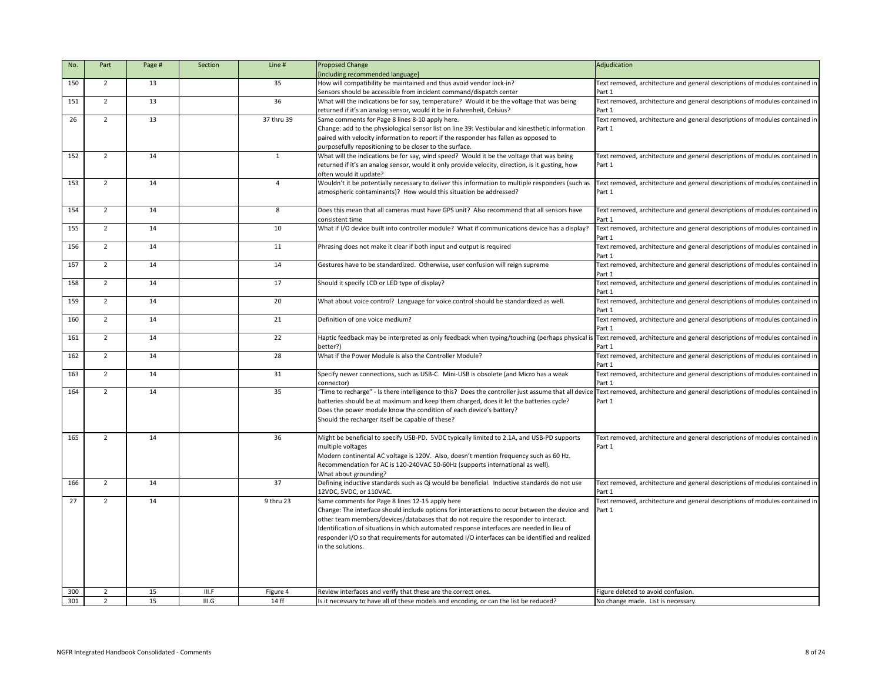| No. | Part | Page # | Section | Line # | Proposed Change [including recommended language] | Adjudication |
|---|---|---|---|---|---|---|
| 150 | 2 | 13 | | 35 | How will compatibility be maintained and thus avoid vendor lock-in? Sensors should be accessible from incident command/dispatch center | Text removed, architecture and general descriptions of modules contained in Part 1 |
| 151 | 2 | 13 | | 36 | What will the indications be for say, temperature? Would it be the voltage that was being returned if it's an analog sensor, would it be in Fahrenheit, Celsius? | Text removed, architecture and general descriptions of modules contained in Part 1 |
| 26 | 2 | 13 | | 37 thru 39 | Same comments for Page 8 lines 8-10 apply here.<br>Change: add to the physiological sensor list on line 39: Vestibular and kinesthetic information paired with velocity information to report if the responder has fallen as opposed to purposefully repositioning to be closer to the surface. | Text removed, architecture and general descriptions of modules contained in Part 1 |
| 152 | 2 | 14 | | 1 | What will the indications be for say, wind speed? Would it be the voltage that was being returned if it's an analog sensor, would it only provide velocity, direction, is it gusting, how often would it update? | Text removed, architecture and general descriptions of modules contained in Part 1 |
| 153 | 2 | 14 | | 4 | Wouldn't it be potentially necessary to deliver this information to multiple responders (such as atmospheric contaminants)? How would this situation be addressed? | Text removed, architecture and general descriptions of modules contained in Part 1 |
| 154 | 2 | 14 | | 8 | Does this mean that all cameras must have GPS unit? Also recommend that all sensors have consistent time | Text removed, architecture and general descriptions of modules contained in Part 1 |
| 155 | 2 | 14 | | 10 | What if I/O device built into controller module? What if communications device has a display? | Text removed, architecture and general descriptions of modules contained in Part 1 |
| 156 | 2 | 14 | | 11 | Phrasing does not make it clear if both input and output is required | Text removed, architecture and general descriptions of modules contained in Part 1 |
| 157 | 2 | 14 | | 14 | Gestures have to be standardized. Otherwise, user confusion will reign supreme | Text removed, architecture and general descriptions of modules contained in Part 1 |
| 158 | 2 | 14 | | 17 | Should it specify LCD or LED type of display? | Text removed, architecture and general descriptions of modules contained in Part 1 |
| 159 | 2 | 14 | | 20 | What about voice control? Language for voice control should be standardized as well. | Text removed, architecture and general descriptions of modules contained in Part 1 |
| 160 | 2 | 14 | | 21 | Definition of one voice medium? | Text removed, architecture and general descriptions of modules contained in Part 1 |
| 161 | 2 | 14 | | 22 | Haptic feedback may be interpreted as only feedback when typing/touching (perhaps physical is better?) | Text removed, architecture and general descriptions of modules contained in Part 1 |
| 162 | 2 | 14 | | 28 | What if the Power Module is also the Controller Module? | Text removed, architecture and general descriptions of modules contained in Part 1 |
| 163 | 2 | 14 | | 31 | Specify newer connections, such as USB-C. Mini-USB is obsolete (and Micro has a weak connector) | Text removed, architecture and general descriptions of modules contained in Part 1 |
| 164 | 2 | 14 | | 35 | "Time to recharge" - Is there intelligence to this? Does the controller just assume that all device batteries should be at maximum and keep them charged, does it let the batteries cycle?<br>Does the power module know the condition of each device's battery?<br>Should the recharger itself be capable of these? | Text removed, architecture and general descriptions of modules contained in Part 1 |
| 165 | 2 | 14 | | 36 | Might be beneficial to specify USB-PD. 5VDC typically limited to 2.1A, and USB-PD supports multiple voltages<br>Modern continental AC voltage is 120V. Also, doesn't mention frequency such as 60 Hz. Recommendation for AC is 120-240VAC 50-60Hz (supports international as well).<br>What about grounding? | Text removed, architecture and general descriptions of modules contained in Part 1 |
| 166 | 2 | 14 | | 37 | Defining inductive standards such as Qi would be beneficial. Inductive standards do not use 12VDC, 5VDC, or 110VAC. | Text removed, architecture and general descriptions of modules contained in Part 1 |
| 27 | 2 | 14 | | 9 thru 23 | Same comments for Page 8 lines 12-15 apply here<br>Change: The interface should include options for interactions to occur between the device and other team members/devices/databases that do not require the responder to interact. Identification of situations in which automated response interfaces are needed in lieu of responder I/O so that requirements for automated I/O interfaces can be identified and realized in the solutions. | Text removed, architecture and general descriptions of modules contained in Part 1 |
| 300 | 2 | 15 | III.F | Figure 4 | Review interfaces and verify that these are the correct ones. | Figure deleted to avoid confusion. |
| 301 | 2 | 15 | III.G | 14 ff | Is it necessary to have all of these models and encoding, or can the list be reduced? | No change made. List is necessary. |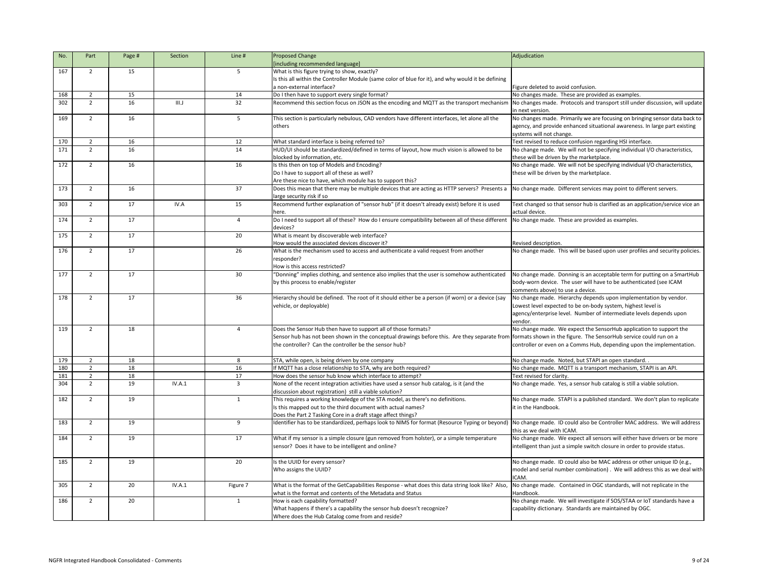| No. | Part | Page # | Section | Line # | Proposed Change [including recommended language] | Adjudication |
| --- | --- | --- | --- | --- | --- | --- |
| 167 | 2 | 15 | | 5 | What is this figure trying to show, exactly? Is this all within the Controller Module (same color of blue for it), and why would it be defining a non-external interface? | Figure deleted to avoid confusion. |
| 168 | 2 | 15 | | 14 | Do I then have to support every single format? | No changes made. These are provided as examples. |
| 302 | 2 | 16 | III.J | 32 | Recommend this section focus on JSON as the encoding and MQTT as the transport mechanism | No changes made. Protocols and transport still under discussion, will update in next version. |
| 169 | 2 | 16 | | 5 | This section is particularly nebulous, CAD vendors have different interfaces, let alone all the others | No changes made. Primarily we are focusing on bringing sensor data back to agency, and provide enhanced situational awareness. In large part existing systems will not change. |
| 170 | 2 | 16 | | 12 | What standard interface is being referred to? | Text revised to reduce confusion regarding HSI interface. |
| 171 | 2 | 16 | | 14 | HUD/UI should be standardized/defined in terms of layout, how much vision is allowed to be blocked by information, etc. | No change made. We will not be specifying individual I/O characteristics, these will be driven by the marketplace. |
| 172 | 2 | 16 | | 16 | Is this then on top of Models and Encoding? Do I have to support all of these as well? Are these nice to have, which module has to support this? | No change made. We will not be specifying individual I/O characteristics, these will be driven by the marketplace. |
| 173 | 2 | 16 | | 37 | Does this mean that there may be multiple devices that are acting as HTTP servers? Presents a large security risk if so | No change made. Different services may point to different servers. |
| 303 | 2 | 17 | IV.A | 15 | Recommend further explanation of "sensor hub" (if it doesn't already exist) before it is used here. | Text changed so that sensor hub is clarified as an application/service vice an actual device. |
| 174 | 2 | 17 | | 4 | Do I need to support all of these? How do I ensure compatibility between all of these different devices? | No change made. These are provided as examples. |
| 175 | 2 | 17 | | 20 | What is meant by discoverable web interface? How would the associated devices discover it? | Revised description. |
| 176 | 2 | 17 | | 26 | What is the mechanism used to access and authenticate a valid request from another responder? How is this access restricted? | No change made. This will be based upon user profiles and security policies. |
| 177 | 2 | 17 | | 30 | "Donning" implies clothing, and sentence also implies that the user is somehow authenticated by this process to enable/register | No change made. Donning is an acceptable term for putting on a SmartHub body-worn device. The user will have to be authenticated (see ICAM comments above) to use a device. |
| 178 | 2 | 17 | | 36 | Hierarchy should be defined. The root of it should either be a person (if worn) or a device (say vehicle, or deployable) | No change made. Hierarchy depends upon implementation by vendor. Lowest level expected to be on-body system, highest level is agency/enterprise level. Number of intermediate levels depends upon vendor. |
| 119 | 2 | 18 | | 4 | Does the Sensor Hub then have to support all of those formats? Sensor hub has not been shown in the conceptual drawings before this. Are they separate from the controller? Can the controller be the sensor hub? | No change made. We expect the SensorHub application to support the formats shown in the figure. The SensorHub service could run on a controller or even on a Comms Hub, depending upon the implementation. |
| 179 | 2 | 18 | | 8 | STA, while open, is being driven by one company | No change made. Noted, but STAPI an open standard. . |
| 180 | 2 | 18 | | 16 | If MQTT has a close relationship to STA, why are both required? | No change made. MQTT is a transport mechanism, STAPI is an API. |
| 181 | 2 | 18 | | 17 | How does the sensor hub know which interface to attempt? | Text revised for clarity. |
| 304 | 2 | 19 | IV.A.1 | 3 | None of the recent integration activities have used a sensor hub catalog, is it (and the discussion about registration) still a viable solution? | No change made. Yes, a sensor hub catalog is still a viable solution. |
| 182 | 2 | 19 | | 1 | This requires a working knowledge of the STA model, as there's no definitions. Is this mapped out to the third document with actual names? Does the Part 2 Tasking Core in a draft stage affect things? | No change made. STAPI is a published standard. We don't plan to replicate it in the Handbook. |
| 183 | 2 | 19 | | 9 | Identifier has to be standardized, perhaps look to NIMS for format (Resource Typing or beyond) | No change made. ID could also be Controller MAC address. We will address this as we deal with ICAM. |
| 184 | 2 | 19 | | 17 | What if my sensor is a simple closure (gun removed from holster), or a simple temperature sensor? Does it have to be intelligent and online? | No change made. We expect all sensors will either have drivers or be more intelligent than just a simple switch closure in order to provide status. |
| 185 | 2 | 19 | | 20 | Is the UUID for every sensor? Who assigns the UUID? | No change made. ID could also be MAC address or other unique ID (e.g., model and serial number combination) . We will address this as we deal with ICAM. |
| 305 | 2 | 20 | IV.A.1 | Figure 7 | What is the format of the GetCapabilities Response - what does this data string look like? Also, what is the format and contents of the Metadata and Status | No change made. Contained in OGC standards, will not replicate in the Handbook. |
| 186 | 2 | 20 | | 1 | How is each capability formatted? What happens if there's a capability the sensor hub doesn't recognize? Where does the Hub Catalog come from and reside? | No change made. We will investigate if SOS/STAA or IoT standards have a capability dictionary. Standards are maintained by OGC. |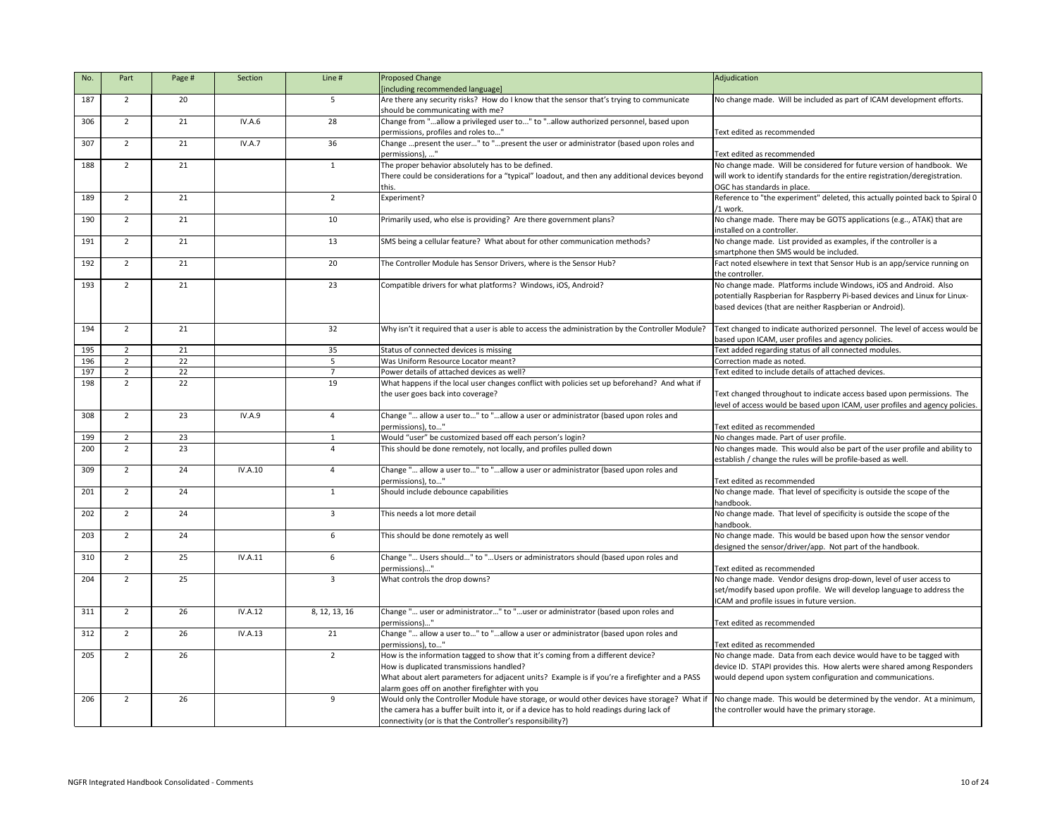| No. | Part | Page # | Section | Line # | Proposed Change [including recommended language] | Adjudication |
|---|---|---|---|---|---|---|
| 187 | 2 | 20 | | 5 | Are there any security risks? How do I know that the sensor that's trying to communicate should be communicating with me? | No change made. Will be included as part of ICAM development efforts. |
| 306 | 2 | 21 | IV.A.6 | 28 | Change from "...allow a privileged user to..." to "..allow authorized personnel, based upon permissions, profiles and roles to..." | Text edited as recommended |
| 307 | 2 | 21 | IV.A.7 | 36 | Change ...present the user..." to "...present the user or administrator (based upon roles and permissions), ..." | Text edited as recommended |
| 188 | 2 | 21 | | 1 | The proper behavior absolutely has to be defined. There could be considerations for a "typical" loadout, and then any additional devices beyond this. | No change made. Will be considered for future version of handbook. We will work to identify standards for the entire registration/deregistration. OGC has standards in place. |
| 189 | 2 | 21 | | 2 | Experiment? | Reference to "the experiment" deleted, this actually pointed back to Spiral 0 /1 work. |
| 190 | 2 | 21 | | 10 | Primarily used, who else is providing? Are there government plans? | No change made. There may be GOTS applications (e.g.., ATAK) that are installed on a controller. |
| 191 | 2 | 21 | | 13 | SMS being a cellular feature? What about for other communication methods? | No change made. List provided as examples, if the controller is a smartphone then SMS would be included. |
| 192 | 2 | 21 | | 20 | The Controller Module has Sensor Drivers, where is the Sensor Hub? | Fact noted elsewhere in text that Sensor Hub is an app/service running on the controller. |
| 193 | 2 | 21 | | 23 | Compatible drivers for what platforms? Windows, iOS, Android? | No change made. Platforms include Windows, iOS and Android. Also potentially Raspberian for Raspberry Pi-based devices and Linux for Linux-based devices (that are neither Raspberian or Android). |
| 194 | 2 | 21 | | 32 | Why isn't it required that a user is able to access the administration by the Controller Module? | Text changed to indicate authorized personnel. The level of access would be based upon ICAM, user profiles and agency policies. |
| 195 | 2 | 21 | | 35 | Status of connected devices is missing | Text added regarding status of all connected modules. |
| 196 | 2 | 22 | | 5 | Was Uniform Resource Locator meant? | Correction made as noted. |
| 197 | 2 | 22 | | 7 | Power details of attached devices as well? | Text edited to include details of attached devices. |
| 198 | 2 | 22 | | 19 | What happens if the local user changes conflict with policies set up beforehand? And what if the user goes back into coverage? | Text changed throughout to indicate access based upon permissions. The level of access would be based upon ICAM, user profiles and agency policies. |
| 308 | 2 | 23 | IV.A.9 | 4 | Change "... allow a user to..." to "...allow a user or administrator (based upon roles and permissions), to..." | Text edited as recommended |
| 199 | 2 | 23 | | 1 | Would "user" be customized based off each person's login? | No changes made. Part of user profile. |
| 200 | 2 | 23 | | 4 | This should be done remotely, not locally, and profiles pulled down | No changes made. This would also be part of the user profile and ability to establish / change the rules will be profile-based as well. |
| 309 | 2 | 24 | IV.A.10 | 4 | Change "... allow a user to..." to "...allow a user or administrator (based upon roles and permissions), to..." | Text edited as recommended |
| 201 | 2 | 24 | | 1 | Should include debounce capabilities | No change made. That level of specificity is outside the scope of the handbook. |
| 202 | 2 | 24 | | 3 | This needs a lot more detail | No change made. That level of specificity is outside the scope of the handbook. |
| 203 | 2 | 24 | | 6 | This should be done remotely as well | No change made. This would be based upon how the sensor vendor designed the sensor/driver/app. Not part of the handbook. |
| 310 | 2 | 25 | IV.A.11 | 6 | Change "... Users should..." to "...Users or administrators should (based upon roles and permissions)..." | Text edited as recommended |
| 204 | 2 | 25 | | 3 | What controls the drop downs? | No change made. Vendor designs drop-down, level of user access to set/modify based upon profile. We will develop language to address the ICAM and profile issues in future version. |
| 311 | 2 | 26 | IV.A.12 | 8, 12, 13, 16 | Change "... user or administrator..." to "...user or administrator (based upon roles and permissions)..." | Text edited as recommended |
| 312 | 2 | 26 | IV.A.13 | 21 | Change "... allow a user to..." to "...allow a user or administrator (based upon roles and permissions), to..." | Text edited as recommended |
| 205 | 2 | 26 | | 2 | How is the information tagged to show that it's coming from a different device? How is duplicated transmissions handled? What about alert parameters for adjacent units? Example is if you're a firefighter and a PASS alarm goes off on another firefighter with you | No change made. Data from each device would have to be tagged with device ID. STAPI provides this. How alerts were shared among Responders would depend upon system configuration and communications. |
| 206 | 2 | 26 | | 9 | Would only the Controller Module have storage, or would other devices have storage? What if the camera has a buffer built into it, or if a device has to hold readings during lack of connectivity (or is that the Controller's responsibility?) | No change made. This would be determined by the vendor. At a minimum, the controller would have the primary storage. |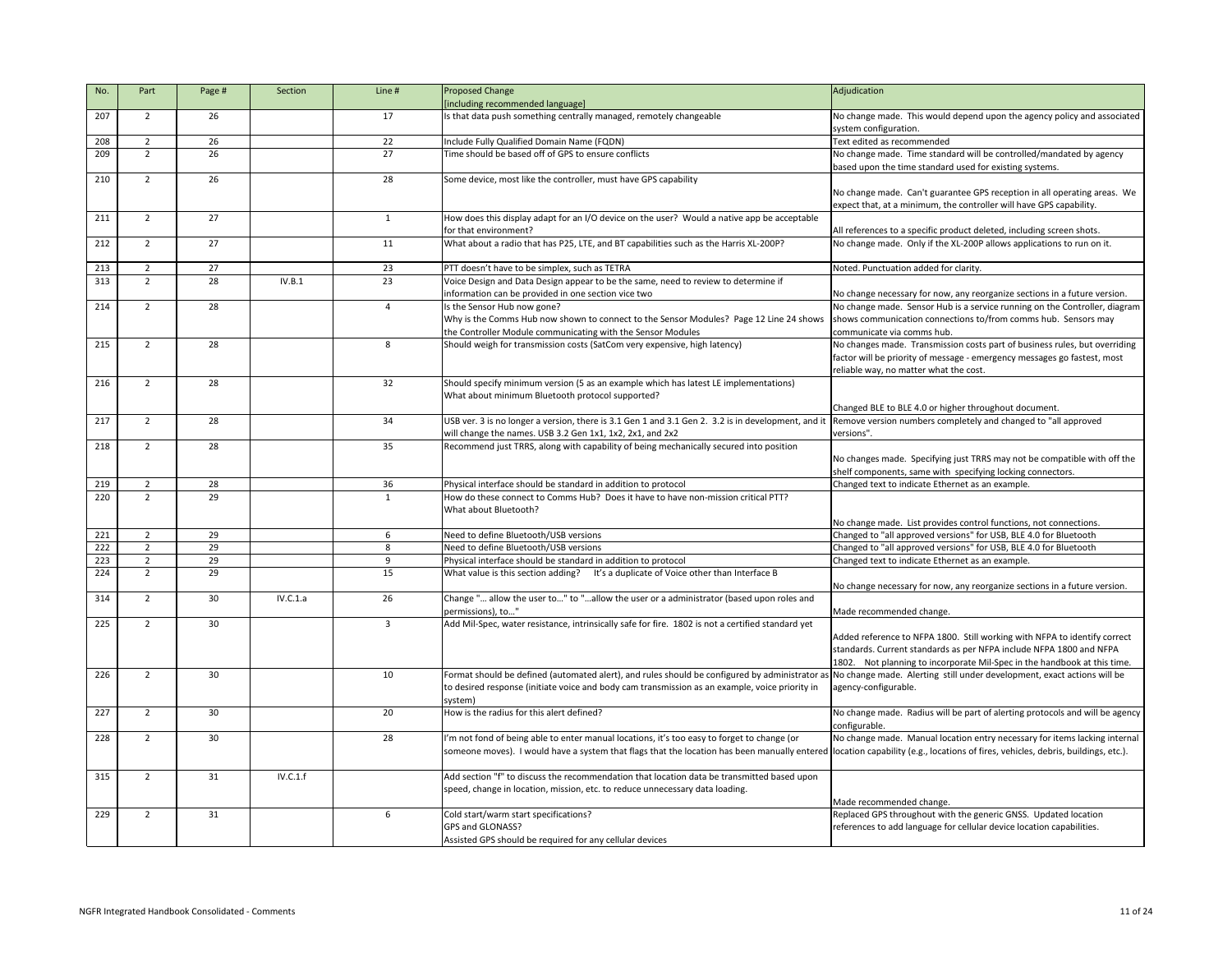| No. | Part | Page # | Section | Line # | Proposed Change [including recommended language] | Adjudication |
|---|---|---|---|---|---|---|
| 207 | 2 | 26 | | 17 | Is that data push something centrally managed, remotely changeable | No change made. This would depend upon the agency policy and associated system configuration. |
| 208 | 2 | 26 | | 22 | Include Fully Qualified Domain Name (FQDN) | Text edited as recommended |
| 209 | 2 | 26 | | 27 | Time should be based off of GPS to ensure conflicts | No change made. Time standard will be controlled/mandated by agency based upon the time standard used for existing systems. |
| 210 | 2 | 26 | | 28 | Some device, most like the controller, must have GPS capability | No change made. Can't guarantee GPS reception in all operating areas. We expect that, at a minimum, the controller will have GPS capability. |
| 211 | 2 | 27 | | 1 | How does this display adapt for an I/O device on the user? Would a native app be acceptable for that environment? | All references to a specific product deleted, including screen shots. |
| 212 | 2 | 27 | | 11 | What about a radio that has P25, LTE, and BT capabilities such as the Harris XL-200P? | No change made. Only if the XL-200P allows applications to run on it. |
| 213 | 2 | 27 | | 23 | PTT doesn't have to be simplex, such as TETRA | Noted. Punctuation added for clarity. |
| 313 | 2 | 28 | IV.B.1 | 23 | Voice Design and Data Design appear to be the same, need to review to determine if information can be provided in one section vice two | No change necessary for now, any reorganize sections in a future version. |
| 214 | 2 | 28 | | 4 | Is the Sensor Hub now gone?<br>Why is the Comms Hub now shown to connect to the Sensor Modules? Page 12 Line 24 shows the Controller Module communicating with the Sensor Modules | No change made. Sensor Hub is a service running on the Controller, diagram shows communication connections to/from comms hub. Sensors may communicate via comms hub. |
| 215 | 2 | 28 | | 8 | Should weigh for transmission costs (SatCom very expensive, high latency) | No changes made. Transmission costs part of business rules, but overriding factor will be priority of message - emergency messages go fastest, most reliable way, no matter what the cost. |
| 216 | 2 | 28 | | 32 | Should specify minimum version (5 as an example which has latest LE implementations)<br>What about minimum Bluetooth protocol supported? | Changed BLE to BLE 4.0 or higher throughout document. |
| 217 | 2 | 28 | | 34 | USB ver. 3 is no longer a version, there is 3.1 Gen 1 and 3.1 Gen 2. 3.2 is in development, and it will change the names. USB 3.2 Gen 1x1, 1x2, 2x1, and 2x2 | Remove version numbers completely and changed to "all approved versions". |
| 218 | 2 | 28 | | 35 | Recommend just TRRS, along with capability of being mechanically secured into position | No changes made. Specifying just TRRS may not be compatible with off the shelf components, same with specifying locking connectors. |
| 219 | 2 | 28 | | 36 | Physical interface should be standard in addition to protocol | Changed text to indicate Ethernet as an example. |
| 220 | 2 | 29 | | 1 | How do these connect to Comms Hub? Does it have to have non-mission critical PTT?<br>What about Bluetooth? | No change made. List provides control functions, not connections. |
| 221 | 2 | 29 | | 6 | Need to define Bluetooth/USB versions | Changed to "all approved versions" for USB, BLE 4.0 for Bluetooth |
| 222 | 2 | 29 | | 8 | Need to define Bluetooth/USB versions | Changed to "all approved versions" for USB, BLE 4.0 for Bluetooth |
| 223 | 2 | 29 | | 9 | Physical interface should be standard in addition to protocol | Changed text to indicate Ethernet as an example. |
| 224 | 2 | 29 | | 15 | What value is this section adding? It's a duplicate of Voice other than Interface B | No change necessary for now, any reorganize sections in a future version. |
| 314 | 2 | 30 | IV.C.1.a | 26 | Change "… allow the user to…" to "…allow the user or a administrator (based upon roles and permissions), to…" | Made recommended change. |
| 225 | 2 | 30 | | 3 | Add Mil-Spec, water resistance, intrinsically safe for fire. 1802 is not a certified standard yet | Added reference to NFPA 1800. Still working with NFPA to identify correct standards. Current standards as per NFPA include NFPA 1800 and NFPA 1802. Not planning to incorporate Mil-Spec in the handbook at this time. |
| 226 | 2 | 30 | | 10 | Format should be defined (automated alert), and rules should be configured by administrator as to desired response (initiate voice and body cam transmission as an example, voice priority in system) | No change made. Alerting still under development, exact actions will be agency-configurable. |
| 227 | 2 | 30 | | 20 | How is the radius for this alert defined? | No change made. Radius will be part of alerting protocols and will be agency configurable. |
| 228 | 2 | 30 | | 28 | I'm not fond of being able to enter manual locations, it's too easy to forget to change (or someone moves). I would have a system that flags that the location has been manually entered | No change made. Manual location entry necessary for items lacking internal location capability (e.g., locations of fires, vehicles, debris, buildings, etc.). |
| 315 | 2 | 31 | IV.C.1.f | | Add section "f" to discuss the recommendation that location data be transmitted based upon speed, change in location, mission, etc. to reduce unnecessary data loading. | Made recommended change. |
| 229 | 2 | 31 | | 6 | Cold start/warm start specifications?<br>GPS and GLONASS?<br>Assisted GPS should be required for any cellular devices | Replaced GPS throughout with the generic GNSS. Updated location references to add language for cellular device location capabilities. |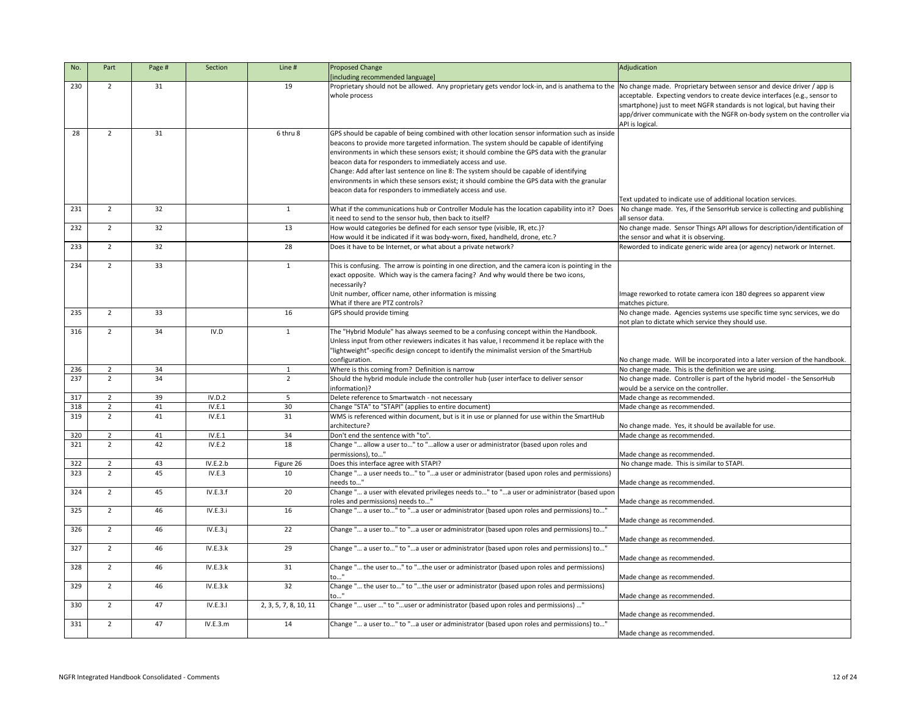| No. | Part | Page # | Section | Line # | Proposed Change [including recommended language] | Adjudication |
|---|---|---|---|---|---|---|
| 230 | 2 | 31 | | 19 | Proprietary should not be allowed. Any proprietary gets vendor lock-in, and is anathema to the whole process | No change made. Proprietary between sensor and device driver / app is acceptable. Expecting vendors to create device interfaces (e.g., sensor to smartphone) just to meet NGFR standards is not logical, but having their app/driver communicate with the NGFR on-body system on the controller via API is logical. |
| 28 | 2 | 31 | | 6 thru 8 | GPS should be capable of being combined with other location sensor information such as inside beacons to provide more targeted information. The system should be capable of identifying environments in which these sensors exist; it should combine the GPS data with the granular beacon data for responders to immediately access and use. Change: Add after last sentence on line 8: The system should be capable of identifying environments in which these sensors exist; it should combine the GPS data with the granular beacon data for responders to immediately access and use. | Text updated to indicate use of additional location services. |
| 231 | 2 | 32 | | 1 | What if the communications hub or Controller Module has the location capability into it? Does it need to send to the sensor hub, then back to itself? | No change made. Yes, if the SensorHub service is collecting and publishing all sensor data. |
| 232 | 2 | 32 | | 13 | How would categories be defined for each sensor type (visible, IR, etc.)? How would it be indicated if it was body-worn, fixed, handheld, drone, etc.? | No change made. Sensor Things API allows for description/identification of the sensor and what it is observing. |
| 233 | 2 | 32 | | 28 | Does it have to be Internet, or what about a private network? | Reworded to indicate generic wide area (or agency) network or Internet. |
| 234 | 2 | 33 | | 1 | This is confusing. The arrow is pointing in one direction, and the camera icon is pointing in the exact opposite. Which way is the camera facing? And why would there be two icons, necessarily? Unit number, officer name, other information is missing What if there are PTZ controls? | Image reworked to rotate camera icon 180 degrees so apparent view matches picture. |
| 235 | 2 | 33 | | 16 | GPS should provide timing | No change made. Agencies systems use specific time sync services, we do not plan to dictate which service they should use. |
| 316 | 2 | 34 | IV.D | 1 | The "Hybrid Module" has always seemed to be a confusing concept within the Handbook. Unless input from other reviewers indicates it has value, I recommend it be replace with the "lightweight"-specific design concept to identify the minimalist version of the SmartHub configuration. | No change made. Will be incorporated into a later version of the handbook. |
| 236 | 2 | 34 | | 1 | Where is this coming from? Definition is narrow | No change made. This is the definition we are using. |
| 237 | 2 | 34 | | 2 | Should the hybrid module include the controller hub (user interface to deliver sensor information)? | No change made. Controller is part of the hybrid model - the SensorHub would be a service on the controller. |
| 317 | 2 | 39 | IV.D.2 | 5 | Delete reference to Smartwatch - not necessary | Made change as recommended. |
| 318 | 2 | 41 | IV.E.1 | 30 | Change "STA" to "STAPI" (applies to entire document) | Made change as recommended. |
| 319 | 2 | 41 | IV.E.1 | 31 | WMS is referenced within document, but is it in use or planned for use within the SmartHub architecture? | No change made. Yes, it should be available for use. |
| 320 | 2 | 41 | IV.E.1 | 34 | Don't end the sentence with "to". | Made change as recommended. |
| 321 | 2 | 42 | IV.E.2 | 18 | Change "... allow a user to..." to "...allow a user or administrator (based upon roles and permissions), to..." | Made change as recommended. |
| 322 | 2 | 43 | IV.E.2.b | Figure 26 | Does this interface agree with STAPI? | No change made. This is similar to STAPI. |
| 323 | 2 | 45 | IV.E.3 | 10 | Change "... a user needs to..." to "...a user or administrator (based upon roles and permissions) needs to..." | Made change as recommended. |
| 324 | 2 | 45 | IV.E.3.f | 20 | Change "... a user with elevated privileges needs to..." to "...a user or administrator (based upon roles and permissions) needs to..." | Made change as recommended. |
| 325 | 2 | 46 | IV.E.3.i | 16 | Change "... a user to..." to "...a user or administrator (based upon roles and permissions) to..." | Made change as recommended. |
| 326 | 2 | 46 | IV.E.3.j | 22 | Change "... a user to..." to "...a user or administrator (based upon roles and permissions) to..." | Made change as recommended. |
| 327 | 2 | 46 | IV.E.3.k | 29 | Change "... a user to..." to "...a user or administrator (based upon roles and permissions) to..." | Made change as recommended. |
| 328 | 2 | 46 | IV.E.3.k | 31 | Change "... the user to..." to "...the user or administrator (based upon roles and permissions) to..." | Made change as recommended. |
| 329 | 2 | 46 | IV.E.3.k | 32 | Change "... the user to..." to "...the user or administrator (based upon roles and permissions) to..." | Made change as recommended. |
| 330 | 2 | 47 | IV.E.3.l | 2, 3, 5, 7, 8, 10, 11 | Change "... user ..." to "...user or administrator (based upon roles and permissions) ..." | Made change as recommended. |
| 331 | 2 | 47 | IV.E.3.m | 14 | Change "... a user to..." to "...a user or administrator (based upon roles and permissions) to..." | Made change as recommended. |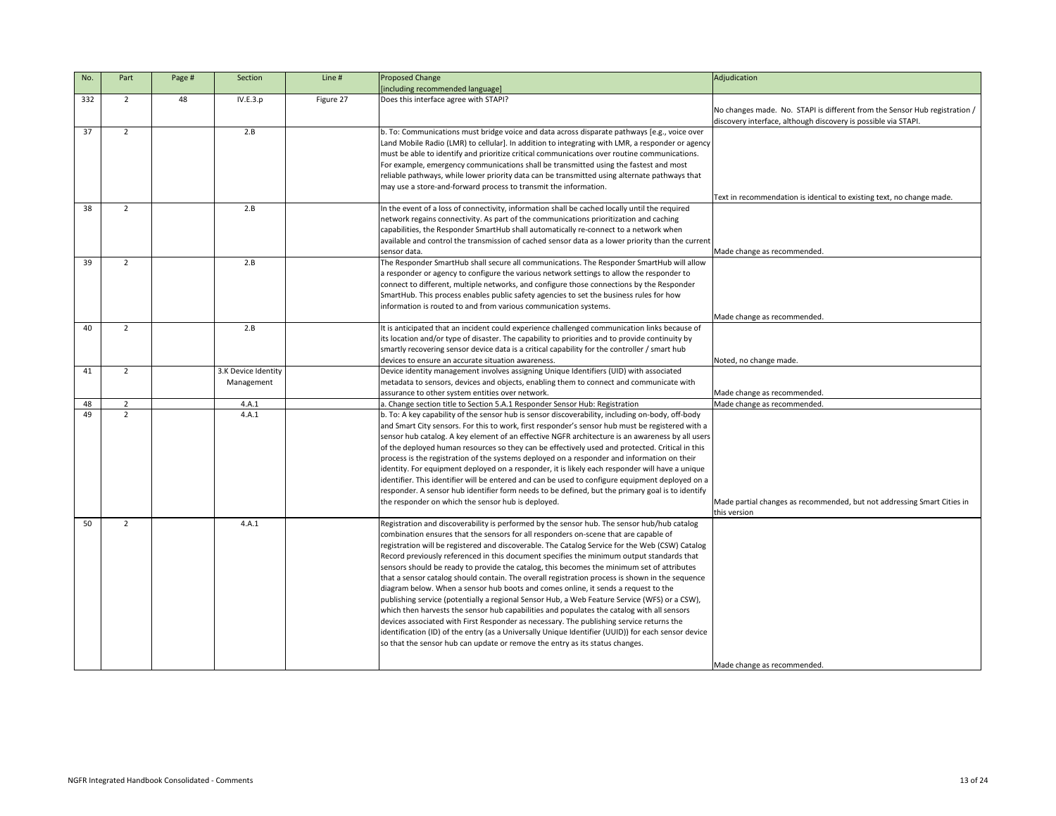| No. | Part | Page # | Section | Line # | Proposed Change [including recommended language] | Adjudication |
|---|---|---|---|---|---|---|
| 332 | 2 | 48 | IV.E.3.p | Figure 27 | Does this interface agree with STAPI? | No changes made. No. STAPI is different from the Sensor Hub registration / discovery interface, although discovery is possible via STAPI. |
| 37 | 2 | | 2.B | | b. To: Communications must bridge voice and data across disparate pathways [e.g., voice over Land Mobile Radio (LMR) to cellular]. In addition to integrating with LMR, a responder or agency must be able to identify and prioritize critical communications over routine communications. For example, emergency communications shall be transmitted using the fastest and most reliable pathways, while lower priority data can be transmitted using alternate pathways that may use a store-and-forward process to transmit the information. | Text in recommendation is identical to existing text, no change made. |
| 38 | 2 | | 2.B | | In the event of a loss of connectivity, information shall be cached locally until the required network regains connectivity. As part of the communications prioritization and caching capabilities, the Responder SmartHub shall automatically re-connect to a network when available and control the transmission of cached sensor data as a lower priority than the current sensor data. | Made change as recommended. |
| 39 | 2 | | 2.B | | The Responder SmartHub shall secure all communications. The Responder SmartHub will allow a responder or agency to configure the various network settings to allow the responder to connect to different, multiple networks, and configure those connections by the Responder SmartHub. This process enables public safety agencies to set the business rules for how information is routed to and from various communication systems. | Made change as recommended. |
| 40 | 2 | | 2.B | | It is anticipated that an incident could experience challenged communication links because of its location and/or type of disaster. The capability to priorities and to provide continuity by smartly recovering sensor device data is a critical capability for the controller / smart hub devices to ensure an accurate situation awareness. | Noted, no change made. |
| 41 | 2 | | 3.K Device Identity Management | | Device identity management involves assigning Unique Identifiers (UID) with associated metadata to sensors, devices and objects, enabling them to connect and communicate with assurance to other system entities over network. | Made change as recommended. |
| 48 | 2 | | 4.A.1 | | a. Change section title to Section 5.A.1 Responder Sensor Hub: Registration | Made change as recommended. |
| 49 | 2 | | 4.A.1 | | b. To: A key capability of the sensor hub is sensor discoverability, including on-body, off-body and Smart City sensors. For this to work, first responder's sensor hub must be registered with a sensor hub catalog. A key element of an effective NGFR architecture is an awareness by all users of the deployed human resources so they can be effectively used and protected. Critical in this process is the registration of the systems deployed on a responder and information on their identity. For equipment deployed on a responder, it is likely each responder will have a unique identifier. This identifier will be entered and can be used to configure equipment deployed on a responder. A sensor hub identifier form needs to be defined, but the primary goal is to identify the responder on which the sensor hub is deployed. | Made partial changes as recommended, but not addressing Smart Cities in this version |
| 50 | 2 | | 4.A.1 | | Registration and discoverability is performed by the sensor hub. The sensor hub/hub catalog combination ensures that the sensors for all responders on-scene that are capable of registration will be registered and discoverable. The Catalog Service for the Web (CSW) Catalog Record previously referenced in this document specifies the minimum output standards that sensors should be ready to provide the catalog, this becomes the minimum set of attributes that a sensor catalog should contain. The overall registration process is shown in the sequence diagram below. When a sensor hub boots and comes online, it sends a request to the publishing service (potentially a regional Sensor Hub, a Web Feature Service (WFS) or a CSW), which then harvests the sensor hub capabilities and populates the catalog with all sensors devices associated with First Responder as necessary. The publishing service returns the identification (ID) of the entry (as a Universally Unique Identifier (UUID)) for each sensor device so that the sensor hub can update or remove the entry as its status changes. | Made change as recommended. |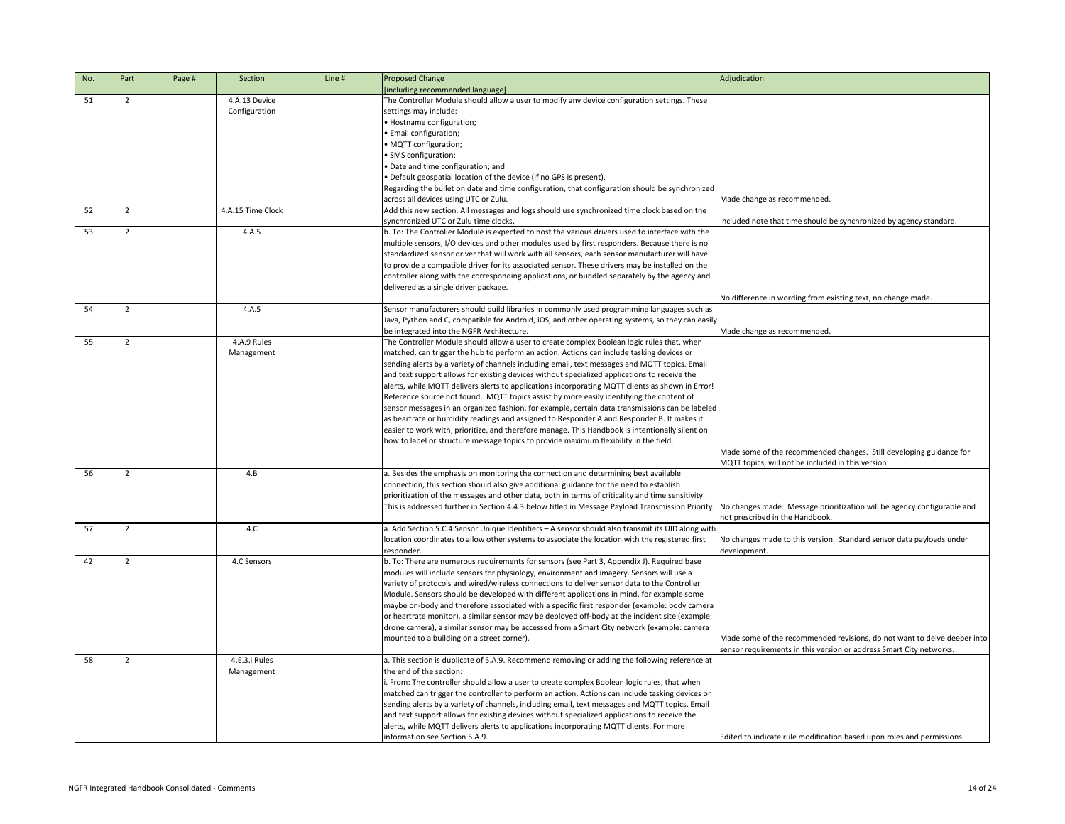| No. | Part | Page # | Section | Line # | Proposed Change [including recommended language] | Adjudication |
|---|---|---|---|---|---|---|
| 51 | 2 | | 4.A.13 Device Configuration | | The Controller Module should allow a user to modify any device configuration settings. These settings may include: • Hostname configuration; • Email configuration; • MQTT configuration; • SMS configuration; • Date and time configuration; and • Default geospatial location of the device (if no GPS is present). Regarding the bullet on date and time configuration, that configuration should be synchronized across all devices using UTC or Zulu. | Made change as recommended. |
| 52 | 2 | | 4.A.15 Time Clock | | Add this new section. All messages and logs should use synchronized time clock based on the synchronized UTC or Zulu time clocks. | Included note that time should be synchronized by agency standard. |
| 53 | 2 | | 4.A.5 | | b. To: The Controller Module is expected to host the various drivers used to interface with the multiple sensors, I/O devices and other modules used by first responders. Because there is no standardized sensor driver that will work with all sensors, each sensor manufacturer will have to provide a compatible driver for its associated sensor. These drivers may be installed on the controller along with the corresponding applications, or bundled separately by the agency and delivered as a single driver package. | No difference in wording from existing text, no change made. |
| 54 | 2 | | 4.A.5 | | Sensor manufacturers should build libraries in commonly used programming languages such as Java, Python and C, compatible for Android, iOS, and other operating systems, so they can easily be integrated into the NGFR Architecture. | Made change as recommended. |
| 55 | 2 | | 4.A.9 Rules Management | | The Controller Module should allow a user to create complex Boolean logic rules that, when matched, can trigger the hub to perform an action. Actions can include tasking devices or sending alerts by a variety of channels including email, text messages and MQTT topics. Email and text support allows for existing devices without specialized applications to receive the alerts, while MQTT delivers alerts to applications incorporating MQTT clients as shown in Error! Reference source not found.. MQTT topics assist by more easily identifying the content of sensor messages in an organized fashion, for example, certain data transmissions can be labeled as heartrate or humidity readings and assigned to Responder A and Responder B. It makes it easier to work with, prioritize, and therefore manage. This Handbook is intentionally silent on how to label or structure message topics to provide maximum flexibility in the field. | Made some of the recommended changes. Still developing guidance for MQTT topics, will not be included in this version. |
| 56 | 2 | | 4.B | | a. Besides the emphasis on monitoring the connection and determining best available connection, this section should also give additional guidance for the need to establish prioritization of the messages and other data, both in terms of criticality and time sensitivity. This is addressed further in Section 4.4.3 below titled in Message Payload Transmission Priority. | No changes made. Message prioritization will be agency configurable and not prescribed in the Handbook. |
| 57 | 2 | | 4.C | | a. Add Section 5.C.4 Sensor Unique Identifiers – A sensor should also transmit its UID along with location coordinates to allow other systems to associate the location with the registered first responder. | No changes made to this version. Standard sensor data payloads under development. |
| 42 | 2 | | 4.C Sensors | | b. To: There are numerous requirements for sensors (see Part 3, Appendix J). Required base modules will include sensors for physiology, environment and imagery. Sensors will use a variety of protocols and wired/wireless connections to deliver sensor data to the Controller Module. Sensors should be developed with different applications in mind, for example some maybe on-body and therefore associated with a specific first responder (example: body camera or heartrate monitor), a similar sensor may be deployed off-body at the incident site (example: drone camera), a similar sensor may be accessed from a Smart City network (example: camera mounted to a building on a street corner). | Made some of the recommended revisions, do not want to delve deeper into sensor requirements in this version or address Smart City networks. |
| 58 | 2 | | 4.E.3.i Rules Management | | a. This section is duplicate of 5.A.9. Recommend removing or adding the following reference at the end of the section: i. From: The controller should allow a user to create complex Boolean logic rules, that when matched can trigger the controller to perform an action. Actions can include tasking devices or sending alerts by a variety of channels, including email, text messages and MQTT topics. Email and text support allows for existing devices without specialized applications to receive the alerts, while MQTT delivers alerts to applications incorporating MQTT clients. For more information see Section 5.A.9. | Edited to indicate rule modification based upon roles and permissions. |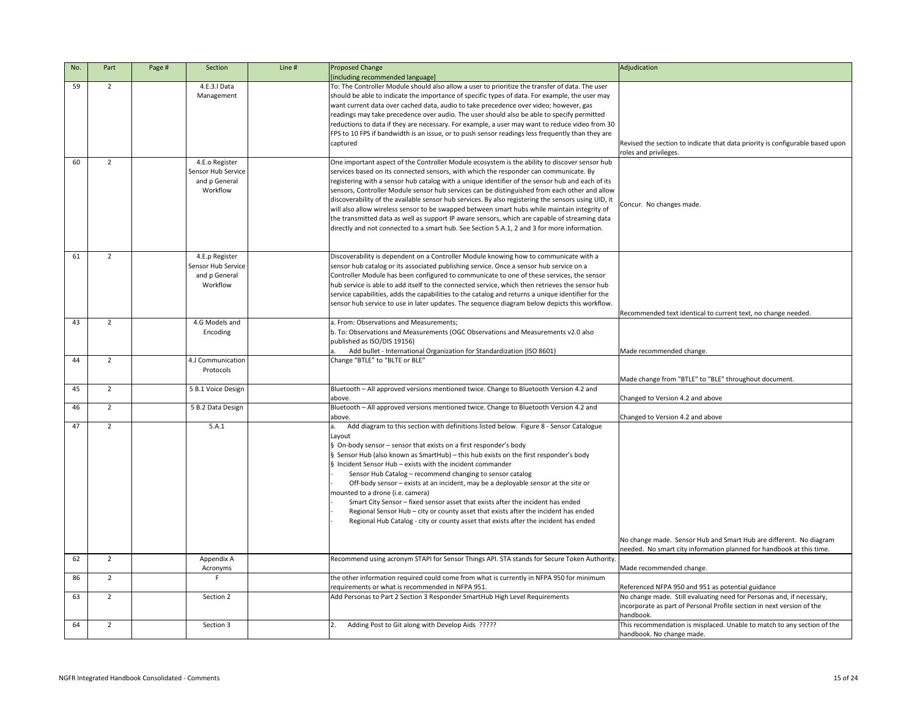| No. | Part | Page # | Section | Line # | Proposed Change [including recommended language] | Adjudication |
|---|---|---|---|---|---|---|
| 59 | 2 | | 4.E.3.l Data Management | | To: The Controller Module should also allow a user to prioritize the transfer of data. The user should be able to indicate the importance of specific types of data. For example, the user may want current data over cached data, audio to take precedence over video; however, gas readings may take precedence over audio. The user should also be able to specify permitted reductions to data if they are necessary. For example, a user may want to reduce video from 30 FPS to 10 FPS if bandwidth is an issue, or to push sensor readings less frequently than they are captured | Revised the section to indicate that data priority is configurable based upon roles and privileges. |
| 60 | 2 | | 4.E.o Register Sensor Hub Service and p General Workflow | | One important aspect of the Controller Module ecosystem is the ability to discover sensor hub services based on its connected sensors, with which the responder can communicate. By registering with a sensor hub catalog with a unique identifier of the sensor hub and each of its sensors, Controller Module sensor hub services can be distinguished from each other and allow discoverability of the available sensor hub services. By also registering the sensors using UID, it will also allow wireless sensor to be swapped between smart hubs while maintain integrity of the transmitted data as well as support IP aware sensors, which are capable of streaming data directly and not connected to a smart hub. See Section 5.A.1, 2 and 3 for more information. | Concur. No changes made. |
| 61 | 2 | | 4.E.p Register Sensor Hub Service and p General Workflow | | Discoverability is dependent on a Controller Module knowing how to communicate with a sensor hub catalog or its associated publishing service. Once a sensor hub service on a Controller Module has been configured to communicate to one of these services, the sensor hub service is able to add itself to the connected service, which then retrieves the sensor hub service capabilities, adds the capabilities to the catalog and returns a unique identifier for the sensor hub service to use in later updates. The sequence diagram below depicts this workflow. | Recommended text identical to current text, no change needed. |
| 43 | 2 | | 4.G Models and Encoding | | a. From: Observations and Measurements;<br>b. To: Observations and Measurements (OGC Observations and Measurements v2.0 also published as ISO/DIS 19156)<br>a. Add bullet - International Organization for Standardization (ISO 8601) | Made recommended change. |
| 44 | 2 | | 4.J Communication Protocols | | Change "BTLE" to "BLTE or BLE" | Made change from "BTLE" to "BLE" throughout document. |
| 45 | 2 | | 5 B.1 Voice Design | | Bluetooth – All approved versions mentioned twice. Change to Bluetooth Version 4.2 and above. | Changed to Version 4.2 and above |
| 46 | 2 | | 5 B.2 Data Design | | Bluetooth – All approved versions mentioned twice. Change to Bluetooth Version 4.2 and above. | Changed to Version 4.2 and above |
| 47 | 2 | | 5.A.1 | | a. Add diagram to this section with definitions listed below. Figure 8 - Sensor Catalogue Layout<br>§ On-body sensor – sensor that exists on a first responder's body<br>§ Sensor Hub (also known as SmartHub) – this hub exists on the first responder's body<br>§ Incident Sensor Hub – exists with the incident commander<br>- Sensor Hub Catalog – recommend changing to sensor catalog<br>- Off-body sensor – exists at an incident, may be a deployable sensor at the site or mounted to a drone (i.e. camera)<br>- Smart City Sensor – fixed sensor asset that exists after the incident has ended<br>- Regional Sensor Hub – city or county asset that exists after the incident has ended<br>- Regional Hub Catalog - city or county asset that exists after the incident has ended | No change made. Sensor Hub and Smart Hub are different. No diagram needed. No smart city information planned for handbook at this time. |
| 62 | 2 | | Appendix A Acronyms | | Recommend using acronym STAPI for Sensor Things API. STA stands for Secure Token Authority. | Made recommended change. |
| 86 | 2 | | F | | the other information required could come from what is currently in NFPA 950 for minimum requirements or what is recommended in NFPA 951. | Referenced NFPA 950 and 951 as potential guidance |
| 63 | 2 | | Section 2 | | Add Personas to Part 2 Section 3 Responder SmartHub High Level Requirements | No change made. Still evaluating need for Personas and, if necessary, incorporate as part of Personal Profile section in next version of the handbook. |
| 64 | 2 | | Section 3 | | 2. Adding Post to Git along with Develop Aids ????? | This recommendation is misplaced. Unable to match to any section of the handbook. No change made. |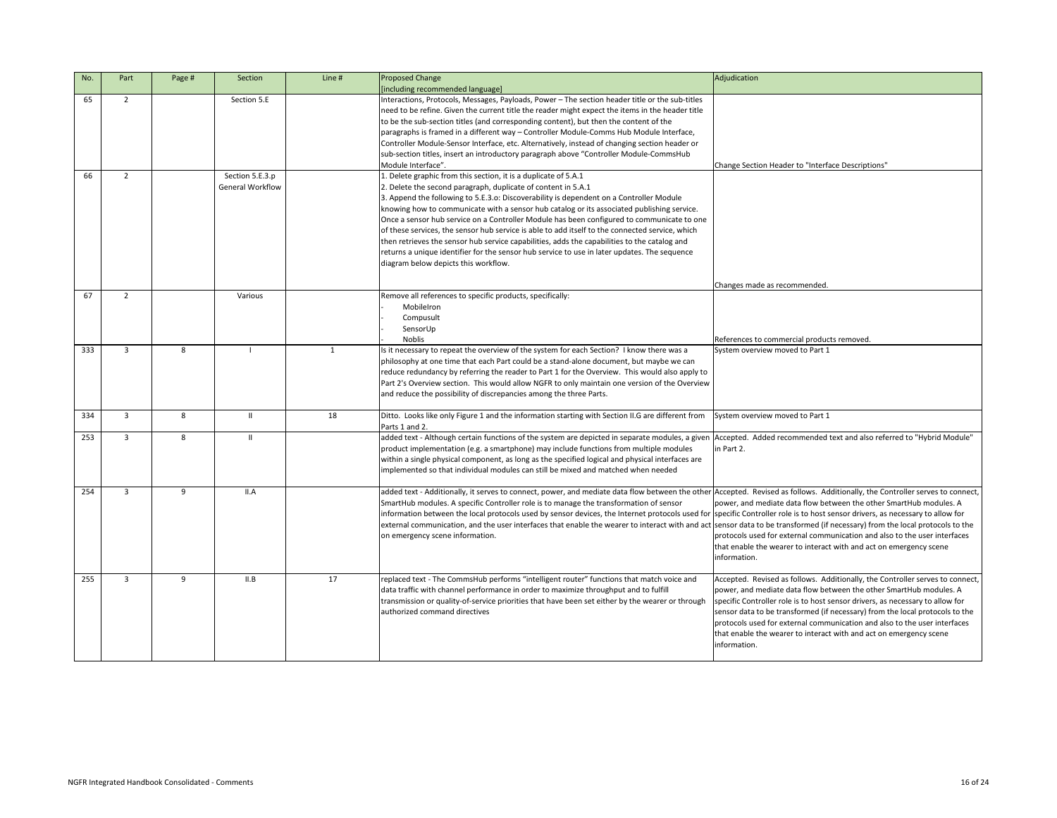| No. | Part | Page # | Section | Line # | Proposed Change [including recommended language] | Adjudication |
| --- | --- | --- | --- | --- | --- | --- |
| 65 | 2 | | Section 5.E | | Interactions, Protocols, Messages, Payloads, Power – The section header title or the sub-titles need to be refine. Given the current title the reader might expect the items in the header title to be the sub-section titles (and corresponding content), but then the content of the paragraphs is framed in a different way – Controller Module-Comms Hub Module Interface, Controller Module-Sensor Interface, etc. Alternatively, instead of changing section header or sub-section titles, insert an introductory paragraph above "Controller Module-CommsHub Module Interface". | Change Section Header to "Interface Descriptions" |
| 66 | 2 | | Section 5.E.3.p General Workflow | | 1. Delete graphic from this section, it is a duplicate of 5.A.1<br>2. Delete the second paragraph, duplicate of content in 5.A.1<br>3. Append the following to 5.E.3.o: Discoverability is dependent on a Controller Module knowing how to communicate with a sensor hub catalog or its associated publishing service. Once a sensor hub service on a Controller Module has been configured to communicate to one of these services, the sensor hub service is able to add itself to the connected service, which then retrieves the sensor hub service capabilities, adds the capabilities to the catalog and returns a unique identifier for the sensor hub service to use in later updates. The sequence diagram below depicts this workflow. | Changes made as recommended. |
| 67 | 2 | | Various | | Remove all references to specific products, specifically:<br>- MobileIron<br>- Compusult<br>- SensorUp<br>- Noblis | References to commercial products removed. |
| 333 | 3 | 8 | I | 1 | Is it necessary to repeat the overview of the system for each Section? I know there was a philosophy at one time that each Part could be a stand-alone document, but maybe we can reduce redundancy by referring the reader to Part 1 for the Overview. This would also apply to Part 2's Overview section. This would allow NGFR to only maintain one version of the Overview and reduce the possibility of discrepancies among the three Parts. | System overview moved to Part 1 |
| 334 | 3 | 8 | II | 18 | Ditto. Looks like only Figure 1 and the information starting with Section II.G are different from Parts 1 and 2. | System overview moved to Part 1 |
| 253 | 3 | 8 | II | | added text - Although certain functions of the system are depicted in separate modules, a given product implementation (e.g. a smartphone) may include functions from multiple modules within a single physical component, as long as the specified logical and physical interfaces are implemented so that individual modules can still be mixed and matched when needed | Accepted. Added recommended text and also referred to "Hybrid Module" in Part 2. |
| 254 | 3 | 9 | II.A | | added text - Additionally, it serves to connect, power, and mediate data flow between the other SmartHub modules. A specific Controller role is to manage the transformation of sensor information between the local protocols used by sensor devices, the Internet protocols used for external communication, and the user interfaces that enable the wearer to interact with and act on emergency scene information. | Accepted. Revised as follows. Additionally, the Controller serves to connect, power, and mediate data flow between the other SmartHub modules. A specific Controller role is to host sensor drivers, as necessary to allow for sensor data to be transformed (if necessary) from the local protocols to the protocols used for external communication and also to the user interfaces that enable the wearer to interact with and act on emergency scene information. |
| 255 | 3 | 9 | II.B | 17 | replaced text - The CommsHub performs "intelligent router" functions that match voice and data traffic with channel performance in order to maximize throughput and to fulfill transmission or quality-of-service priorities that have been set either by the wearer or through authorized command directives | Accepted. Revised as follows. Additionally, the Controller serves to connect, power, and mediate data flow between the other SmartHub modules. A specific Controller role is to host sensor drivers, as necessary to allow for sensor data to be transformed (if necessary) from the local protocols to the protocols used for external communication and also to the user interfaces that enable the wearer to interact with and act on emergency scene information. |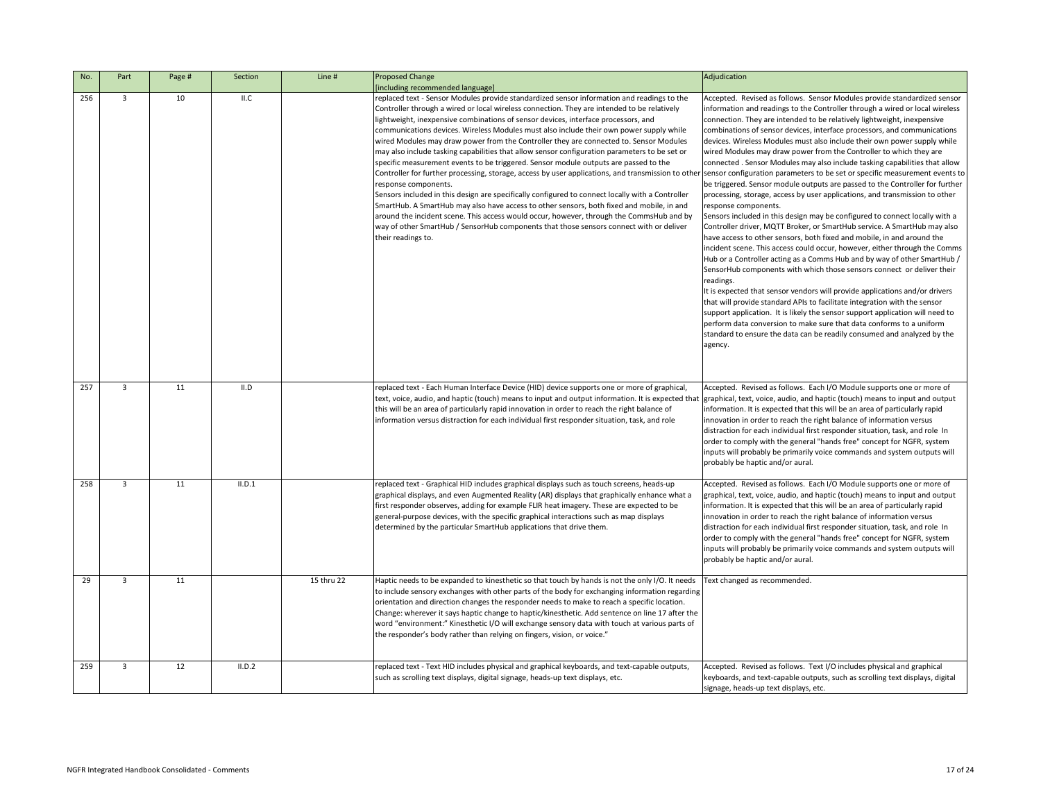| No. | Part | Page # | Section | Line # | Proposed Change [including recommended language] | Adjudication |
|---|---|---|---|---|---|---|
| 256 | 3 | 10 | II.C | | replaced text - Sensor Modules provide standardized sensor information and readings to the Controller through a wired or local wireless connection. They are intended to be relatively lightweight, inexpensive combinations of sensor devices, interface processors, and communications devices. Wireless Modules must also include their own power supply while wired Modules may draw power from the Controller they are connected to. Sensor Modules may also include tasking capabilities that allow sensor configuration parameters to be set or specific measurement events to be triggered. Sensor module outputs are passed to the Controller for further processing, storage, access by user applications, and transmission to other response components.<br>Sensors included in this design are specifically configured to connect locally with a Controller SmartHub. A SmartHub may also have access to other sensors, both fixed and mobile, in and around the incident scene. This access would occur, however, through the CommsHub and by way of other SmartHub / SensorHub components that those sensors connect with or deliver their readings to. | Accepted. Revised as follows. Sensor Modules provide standardized sensor information and readings to the Controller through a wired or local wireless connection. They are intended to be relatively lightweight, inexpensive combinations of sensor devices, interface processors, and communications devices. Wireless Modules must also include their own power supply while wired Modules may draw power from the Controller to which they are connected . Sensor Modules may also include tasking capabilities that allow sensor configuration parameters to be set or specific measurement events to be triggered. Sensor module outputs are passed to the Controller for further processing, storage, access by user applications, and transmission to other response components.<br>Sensors included in this design may be configured to connect locally with a Controller driver, MQTT Broker, or SmartHub service. A SmartHub may also have access to other sensors, both fixed and mobile, in and around the incident scene. This access could occur, however, either through the Comms Hub or a Controller acting as a Comms Hub and by way of other SmartHub / SensorHub components with which those sensors connect or deliver their readings.<br>It is expected that sensor vendors will provide applications and/or drivers that will provide standard APIs to facilitate integration with the sensor support application. It is likely the sensor support application will need to perform data conversion to make sure that data conforms to a uniform standard to ensure the data can be readily consumed and analyzed by the agency. |
| 257 | 3 | 11 | II.D | | replaced text - Each Human Interface Device (HID) device supports one or more of graphical, text, voice, audio, and haptic (touch) means to input and output information. It is expected that this will be an area of particularly rapid innovation in order to reach the right balance of information versus distraction for each individual first responder situation, task, and role | Accepted. Revised as follows. Each I/O Module supports one or more of graphical, text, voice, audio, and haptic (touch) means to input and output information. It is expected that this will be an area of particularly rapid innovation in order to reach the right balance of information versus distraction for each individual first responder situation, task, and role In order to comply with the general "hands free" concept for NGFR, system inputs will probably be primarily voice commands and system outputs will probably be haptic and/or aural. |
| 258 | 3 | 11 | II.D.1 | | replaced text - Graphical HID includes graphical displays such as touch screens, heads-up graphical displays, and even Augmented Reality (AR) displays that graphically enhance what a first responder observes, adding for example FLIR heat imagery. These are expected to be general-purpose devices, with the specific graphical interactions such as map displays determined by the particular SmartHub applications that drive them. | Accepted. Revised as follows. Each I/O Module supports one or more of graphical, text, voice, audio, and haptic (touch) means to input and output information. It is expected that this will be an area of particularly rapid innovation in order to reach the right balance of information versus distraction for each individual first responder situation, task, and role In order to comply with the general "hands free" concept for NGFR, system inputs will probably be primarily voice commands and system outputs will probably be haptic and/or aural. |
| 29 | 3 | 11 | | 15 thru 22 | Haptic needs to be expanded to kinesthetic so that touch by hands is not the only I/O. It needs to include sensory exchanges with other parts of the body for exchanging information regarding orientation and direction changes the responder needs to make to reach a specific location. Change: wherever it says haptic change to haptic/kinesthetic. Add sentence on line 17 after the word "environment:" Kinesthetic I/O will exchange sensory data with touch at various parts of the responder's body rather than relying on fingers, vision, or voice." | Text changed as recommended. |
| 259 | 3 | 12 | II.D.2 | | replaced text - Text HID includes physical and graphical keyboards, and text-capable outputs, such as scrolling text displays, digital signage, heads-up text displays, etc. | Accepted. Revised as follows. Text I/O includes physical and graphical keyboards, and text-capable outputs, such as scrolling text displays, digital signage, heads-up text displays, etc. |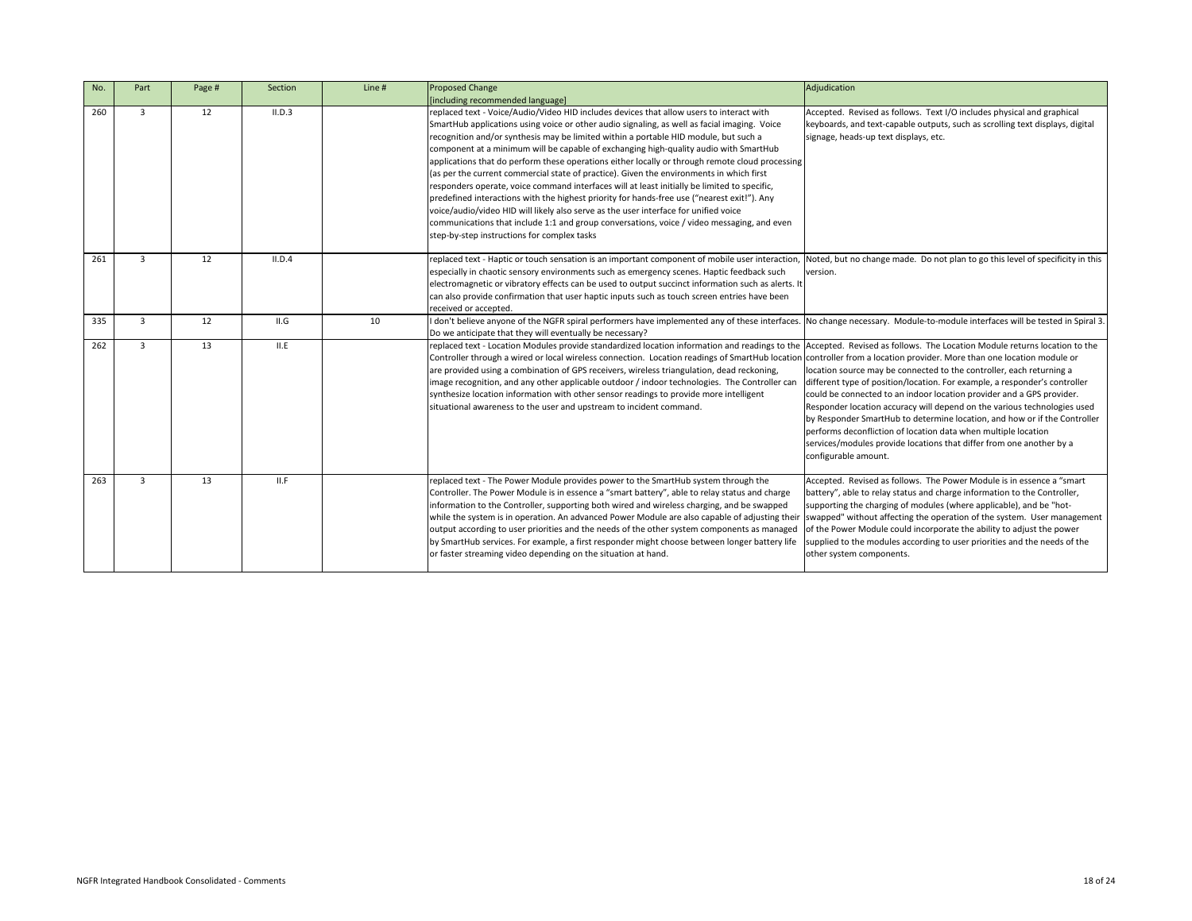| No. | Part | Page # | Section | Line # | Proposed Change [including recommended language] | Adjudication |
|---|---|---|---|---|---|---|
| 260 | 3 | 12 | II.D.3 | | replaced text - Voice/Audio/Video HID includes devices that allow users to interact with SmartHub applications using voice or other audio signaling, as well as facial imaging. Voice recognition and/or synthesis may be limited within a portable HID module, but such a component at a minimum will be capable of exchanging high-quality audio with SmartHub applications that do perform these operations either locally or through remote cloud processing (as per the current commercial state of practice). Given the environments in which first responders operate, voice command interfaces will at least initially be limited to specific, predefined interactions with the highest priority for hands-free use ("nearest exit!"). Any voice/audio/video HID will likely also serve as the user interface for unified voice communications that include 1:1 and group conversations, voice / video messaging, and even step-by-step instructions for complex tasks | Accepted. Revised as follows. Text I/O includes physical and graphical keyboards, and text-capable outputs, such as scrolling text displays, digital signage, heads-up text displays, etc. |
| 261 | 3 | 12 | II.D.4 | | replaced text - Haptic or touch sensation is an important component of mobile user interaction, especially in chaotic sensory environments such as emergency scenes. Haptic feedback such electromagnetic or vibratory effects can be used to output succinct information such as alerts. It can also provide confirmation that user haptic inputs such as touch screen entries have been received or accepted. | Noted, but no change made. Do not plan to go this level of specificity in this version. |
| 335 | 3 | 12 | II.G | 10 | I don't believe anyone of the NGFR spiral performers have implemented any of these interfaces. Do we anticipate that they will eventually be necessary? | No change necessary. Module-to-module interfaces will be tested in Spiral 3. |
| 262 | 3 | 13 | II.E | | replaced text - Location Modules provide standardized location information and readings to the Controller through a wired or local wireless connection. Location readings of SmartHub location are provided using a combination of GPS receivers, wireless triangulation, dead reckoning, image recognition, and any other applicable outdoor / indoor technologies. The Controller can synthesize location information with other sensor readings to provide more intelligent situational awareness to the user and upstream to incident command. | Accepted. Revised as follows. The Location Module returns location to the controller from a location provider. More than one location module or location source may be connected to the controller, each returning a different type of position/location. For example, a responder's controller could be connected to an indoor location provider and a GPS provider. Responder location accuracy will depend on the various technologies used by Responder SmartHub to determine location, and how or if the Controller performs deconfliction of location data when multiple location services/modules provide locations that differ from one another by a configurable amount. |
| 263 | 3 | 13 | II.F | | replaced text - The Power Module provides power to the SmartHub system through the Controller. The Power Module is in essence a "smart battery", able to relay status and charge information to the Controller, supporting both wired and wireless charging, and be swapped while the system is in operation. An advanced Power Module are also capable of adjusting their output according to user priorities and the needs of the other system components as managed by SmartHub services. For example, a first responder might choose between longer battery life or faster streaming video depending on the situation at hand. | Accepted. Revised as follows. The Power Module is in essence a "smart battery", able to relay status and charge information to the Controller, supporting the charging of modules (where applicable), and be "hot-swapped" without affecting the operation of the system. User management of the Power Module could incorporate the ability to adjust the power supplied to the modules according to user priorities and the needs of the other system components. |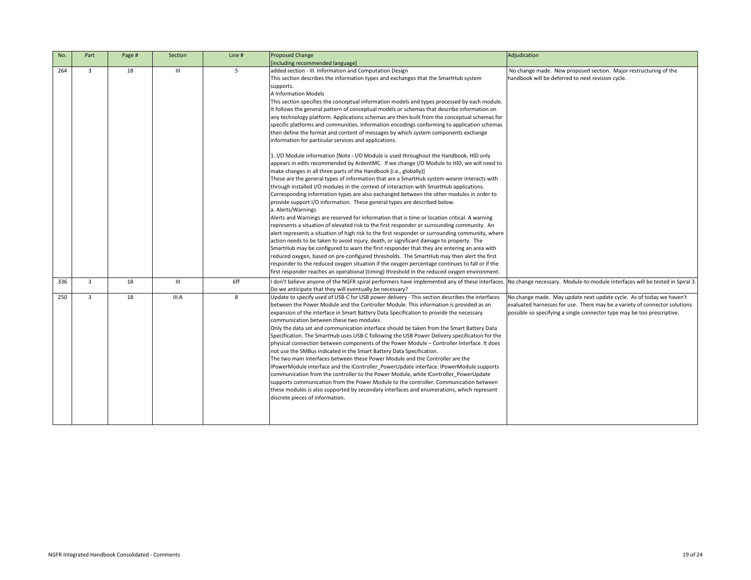| No. | Part | Page # | Section | Line # | Proposed Change [including recommended language] | Adjudication |
|---|---|---|---|---|---|---|
| 264 | 3 | 18 | III | 5 | added section - III. Information and Computation Design<br>This section describes the information types and exchanges that the SmartHub system supports.<br>A Information Models<br>This section specifies the conceptual information models and types processed by each module. It follows the general pattern of conceptual models or schemas that describe information on any technology platform. Applications schemas are then built from the conceptual schemas for specific platforms and communities. Information encodings conforming to application schemas then define the format and content of messages by which system components exchange information for particular services and applications.<br><br>1. I/O Module information [Note - I/O Module is used throughout the Handbook, HID only appears in edits recommended by ArdentMC. If we change I/O Module to HID, we will need to make changes in all three parts of the Handbook (i.e., globally)]<br>These are the general types of information that are a SmartHub system wearer interacts with through installed I/O modules in the context of interaction with SmartHub applications. Corresponding information types are also exchanged between the other modules in order to provide support I/O information. These general types are described below.<br>a. Alerts/Warnings<br>Alerts and Warnings are reserved for information that is time or location critical. A warning represents a situation of elevated risk to the first responder or surrounding community. An alert represents a situation of high risk to the first responder or surrounding community, where action needs to be taken to avoid injury, death, or significant damage to property. The SmartHub may be configured to warn the first responder that they are entering an area with reduced oxygen, based on pre-configured thresholds. The SmartHub may then alert the first responder to the reduced oxygen situation if the oxygen percentage continues to fall or if the first responder reaches an operational (timing) threshold in the reduced oxygen environment. | No change made. New proposed section. Major restructuring of the handbook will be deferred to next revision cycle. |
| 336 | 3 | 18 | III | 6ff | I don't believe anyone of the NGFR spiral performers have implemented any of these interfaces. Do we anticipate that they will eventually be necessary? | No change necessary. Module-to-module interfaces will be tested in Spiral 3. |
| 250 | 3 | 18 | III.A | 8 | Update to specify used of USB-C for USB power delivery - This section describes the interfaces between the Power Module and the Controller Module. This information is provided as an expansion of the interface in Smart Battery Data Specification to provide the necessary communication between these two modules.<br>Only the data set and communication interface should be taken from the Smart Battery Data Specification. The SmartHub uses USB-C following the USB Power Delivery specification for the physical connection between components of the Power Module – Controller Interface. It does not use the SMBus indicated in the Smart Battery Data Specification.<br>The two main interfaces between these Power Module and the Controller are the IPowerModule interface and the IController_PowerUpdate interface. IPowerModule supports communication from the controller to the Power Module, while IController_PowerUpdate supports communication from the Power Module to the controller. Communication between these modules is also supported by secondary interfaces and enumerations, which represent discrete pieces of information. | No change made. May update next update cycle. As of today we haven't evaluated harnesses for use. There may be a variety of connector solutions possible so specifying a single connector type may be too prescriptive. |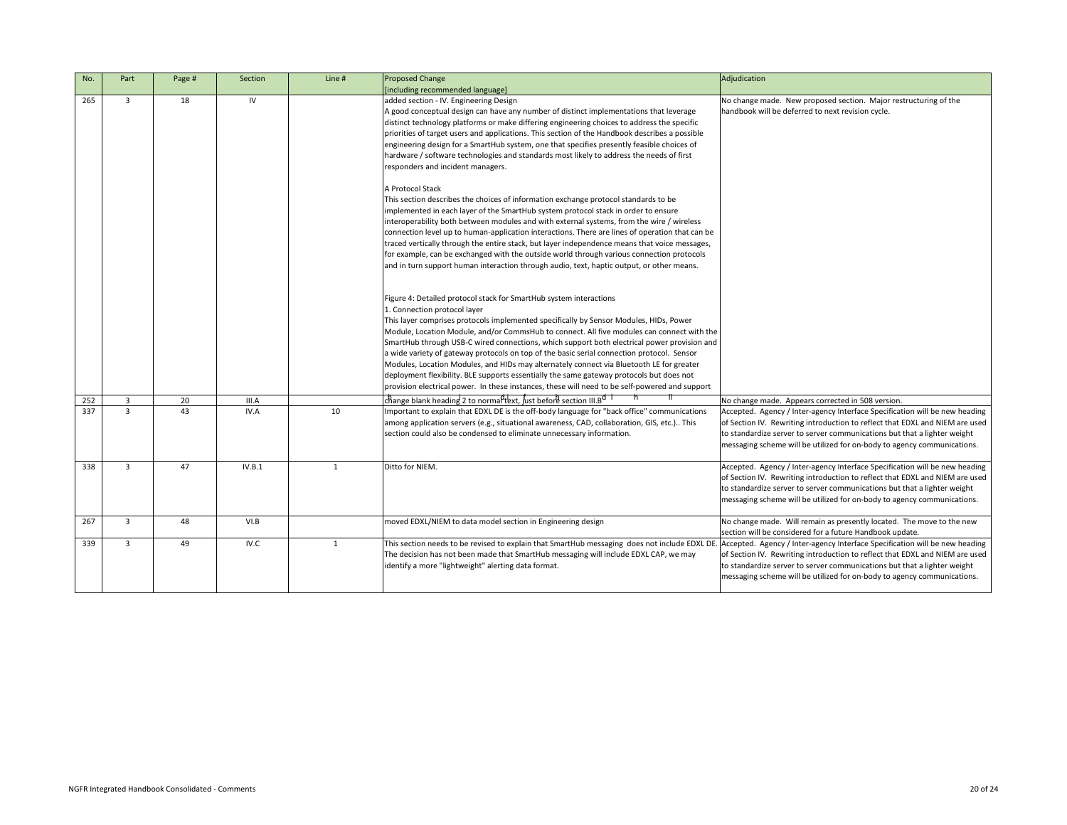| No. | Part | Page # | Section | Line # | Proposed Change [including recommended language] | Adjudication |
|---|---|---|---|---|---|---|
| 265 | 3 | 18 | IV | | added section - IV. Engineering Design<br>A good conceptual design can have any number of distinct implementations that leverage distinct technology platforms or make differing engineering choices to address the specific priorities of target users and applications. This section of the Handbook describes a possible engineering design for a SmartHub system, one that specifies presently feasible choices of hardware / software technologies and standards most likely to address the needs of first responders and incident managers.<br><br>A Protocol Stack<br>This section describes the choices of information exchange protocol standards to be implemented in each layer of the SmartHub system protocol stack in order to ensure interoperability both between modules and with external systems, from the wire / wireless connection level up to human-application interactions. There are lines of operation that can be traced vertically through the entire stack, but layer independence means that voice messages, for example, can be exchanged with the outside world through various connection protocols and in turn support human interaction through audio, text, haptic output, or other means.<br><br>Figure 4: Detailed protocol stack for SmartHub system interactions<br>1. Connection protocol layer<br>This layer comprises protocols implemented specifically by Sensor Modules, HIDs, Power Module, Location Module, and/or CommsHub to connect. All five modules can connect with the SmartHub through USB-C wired connections, which support both electrical power provision and a wide variety of gateway protocols on top of the basic serial connection protocol. Sensor Modules, Location Modules, and HIDs may alternately connect via Bluetooth LE for greater deployment flexibility. BLE supports essentially the same gateway protocols but does not provision electrical power. In these instances, these will need to be self-powered and support | No change made. New proposed section. Major restructuring of the handbook will be deferred to next revision cycle. |
| 252 | 3 | 20 | III.A | | change blank heading 2 to normal text, just before section III.B | No change made. Appears corrected in 508 version. |
| 337 | 3 | 43 | IV.A | 10 | Important to explain that EDXL DE is the off-body language for "back office" communications among application servers (e.g., situational awareness, CAD, collaboration, GIS, etc.).. This section could also be condensed to eliminate unnecessary information. | Accepted. Agency / Inter-agency Interface Specification will be new heading of Section IV. Rewriting introduction to reflect that EDXL and NIEM are used to standardize server to server communications but that a lighter weight messaging scheme will be utilized for on-body to agency communications. |
| 338 | 3 | 47 | IV.B.1 | 1 | Ditto for NIEM. | Accepted. Agency / Inter-agency Interface Specification will be new heading of Section IV. Rewriting introduction to reflect that EDXL and NIEM are used to standardize server to server communications but that a lighter weight messaging scheme will be utilized for on-body to agency communications. |
| 267 | 3 | 48 | VI.B | | moved EDXL/NIEM to data model section in Engineering design | No change made. Will remain as presently located. The move to the new section will be considered for a future Handbook update. |
| 339 | 3 | 49 | IV.C | 1 | This section needs to be revised to explain that SmartHub messaging does not include EDXL DE. The decision has not been made that SmartHub messaging will include EDXL CAP, we may identify a more "lightweight" alerting data format. | Accepted. Agency / Inter-agency Interface Specification will be new heading of Section IV. Rewriting introduction to reflect that EDXL and NIEM are used to standardize server to server communications but that a lighter weight messaging scheme will be utilized for on-body to agency communications. |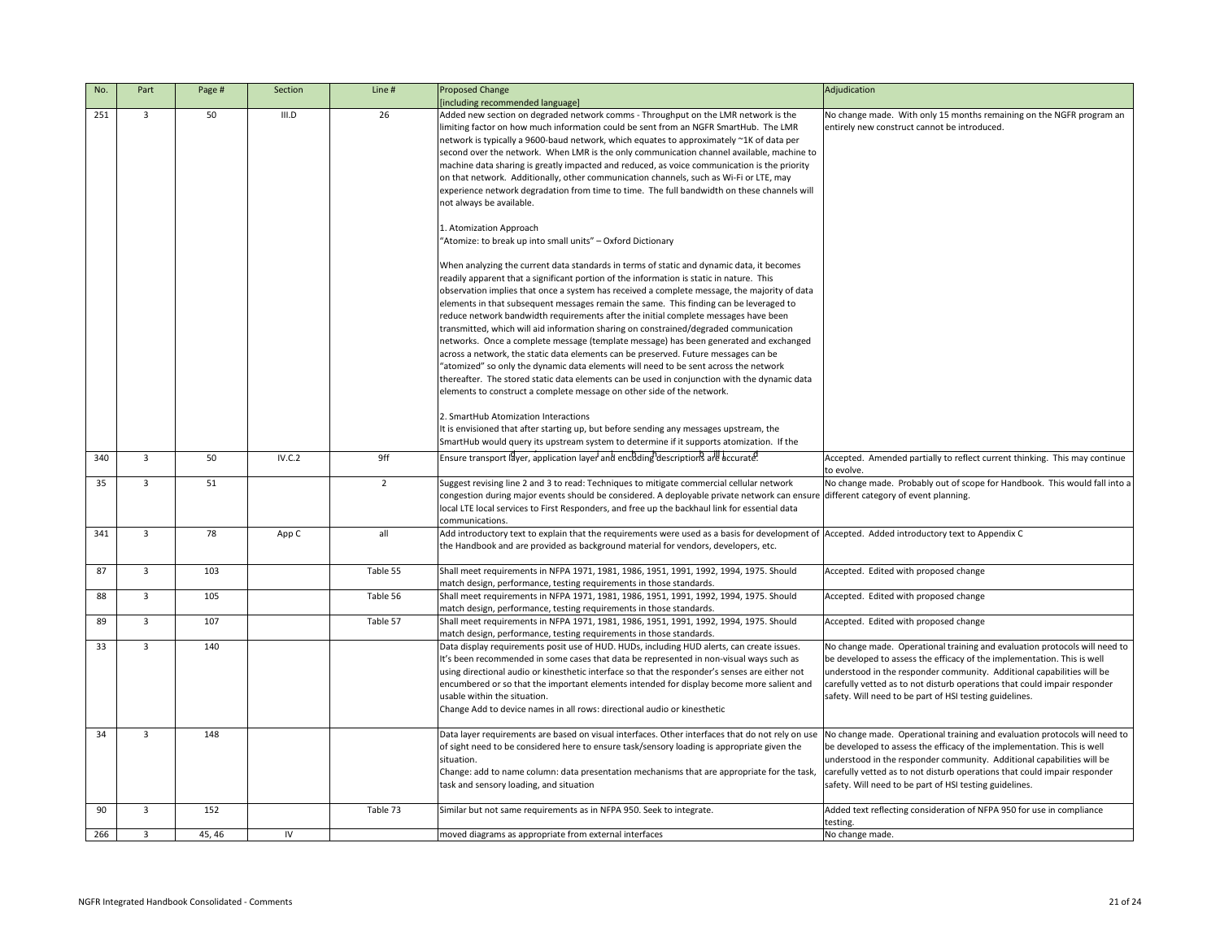| No. | Part | Page # | Section | Line # | Proposed Change [including recommended language] | Adjudication |
|---|---|---|---|---|---|---|
| 251 | 3 | 50 | III.D | 26 | Added new section on degraded network comms - Throughput on the LMR network is the limiting factor on how much information could be sent from an NGFR SmartHub. The LMR network is typically a 9600-baud network, which equates to approximately ~1K of data per second over the network. When LMR is the only communication channel available, machine to machine data sharing is greatly impacted and reduced, as voice communication is the priority on that network. Additionally, other communication channels, such as Wi-Fi or LTE, may experience network degradation from time to time. The full bandwidth on these channels will not always be available.<br><br>1. Atomization Approach<br>"Atomize: to break up into small units" – Oxford Dictionary<br><br>When analyzing the current data standards in terms of static and dynamic data, it becomes readily apparent that a significant portion of the information is static in nature. This observation implies that once a system has received a complete message, the majority of data elements in that subsequent messages remain the same. This finding can be leveraged to reduce network bandwidth requirements after the initial complete messages have been transmitted, which will aid information sharing on constrained/degraded communication networks. Once a complete message (template message) has been generated and exchanged across a network, the static data elements can be preserved. Future messages can be "atomized" so only the dynamic data elements will need to be sent across the network thereafter. The stored static data elements can be used in conjunction with the dynamic data elements to construct a complete message on other side of the network.<br><br>2. SmartHub Atomization Interactions<br>It is envisioned that after starting up, but before sending any messages upstream, the SmartHub would query its upstream system to determine if it supports atomization. If the | No change made. With only 15 months remaining on the NGFR program an entirely new construct cannot be introduced. |
| 340 | 3 | 50 | IV.C.2 | 9ff | Ensure transport layer, application layer and encoding descriptions are accurate. | Accepted. Amended partially to reflect current thinking. This may continue to evolve. |
| 35 | 3 | 51 | | 2 | Suggest revising line 2 and 3 to read: Techniques to mitigate commercial cellular network congestion during major events should be considered. A deployable private network can ensure local LTE local services to First Responders, and free up the backhaul link for essential data communications. | No change made. Probably out of scope for Handbook. This would fall into a different category of event planning. |
| 341 | 3 | 78 | App C | all | Add introductory text to explain that the requirements were used as a basis for development of the Handbook and are provided as background material for vendors, developers, etc. | Accepted. Added introductory text to Appendix C |
| 87 | 3 | 103 | | Table 55 | Shall meet requirements in NFPA 1971, 1981, 1986, 1951, 1991, 1992, 1994, 1975. Should match design, performance, testing requirements in those standards. | Accepted. Edited with proposed change |
| 88 | 3 | 105 | | Table 56 | Shall meet requirements in NFPA 1971, 1981, 1986, 1951, 1991, 1992, 1994, 1975. Should match design, performance, testing requirements in those standards. | Accepted. Edited with proposed change |
| 89 | 3 | 107 | | Table 57 | Shall meet requirements in NFPA 1971, 1981, 1986, 1951, 1991, 1992, 1994, 1975. Should match design, performance, testing requirements in those standards. | Accepted. Edited with proposed change |
| 33 | 3 | 140 | | | Data display requirements posit use of HUD. HUDs, including HUD alerts, can create issues. It's been recommended in some cases that data be represented in non-visual ways such as using directional audio or kinesthetic interface so that the responder's senses are either not encumbered or so that the important elements intended for display become more salient and usable within the situation.<br>Change Add to device names in all rows: directional audio or kinesthetic | No change made. Operational training and evaluation protocols will need to be developed to assess the efficacy of the implementation. This is well understood in the responder community. Additional capabilities will be carefully vetted as to not disturb operations that could impair responder safety. Will need to be part of HSI testing guidelines. |
| 34 | 3 | 148 | | | Data layer requirements are based on visual interfaces. Other interfaces that do not rely on use of sight need to be considered here to ensure task/sensory loading is appropriate given the situation.<br>Change: add to name column: data presentation mechanisms that are appropriate for the task, task and sensory loading, and situation | No change made. Operational training and evaluation protocols will need to be developed to assess the efficacy of the implementation. This is well understood in the responder community. Additional capabilities will be carefully vetted as to not disturb operations that could impair responder safety. Will need to be part of HSI testing guidelines. |
| 90 | 3 | 152 | | Table 73 | Similar but not same requirements as in NFPA 950. Seek to integrate. | Added text reflecting consideration of NFPA 950 for use in compliance testing. |
| 266 | 3 | 45, 46 | IV | | moved diagrams as appropriate from external interfaces | No change made. |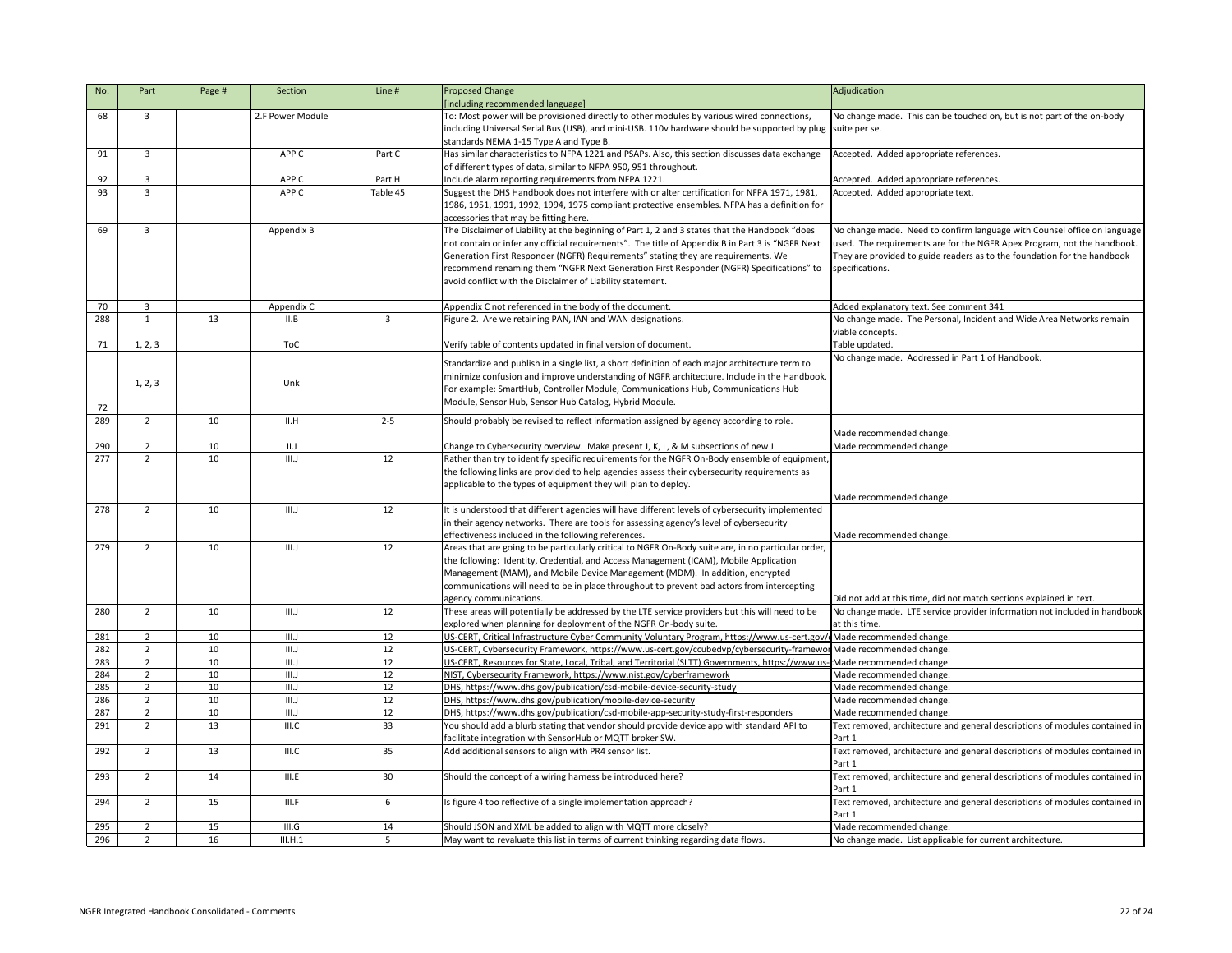| No. | Part | Page # | Section | Line # | Proposed Change [including recommended language] | Adjudication |
|---|---|---|---|---|---|---|
| 68 | 3 | | 2.F Power Module | | To: Most power will be provisioned directly to other modules by various wired connections, including Universal Serial Bus (USB), and mini-USB. 110v hardware should be supported by plug standards NEMA 1-15 Type A and Type B. | No change made. This can be touched on, but is not part of the on-body suite per se. |
| 91 | 3 | | APP C | Part C | Has similar characteristics to NFPA 1221 and PSAPs. Also, this section discusses data exchange of different types of data, similar to NFPA 950, 951 throughout. | Accepted. Added appropriate references. |
| 92 | 3 | | APP C | Part H | Include alarm reporting requirements from NFPA 1221. | Accepted. Added appropriate references. |
| 93 | 3 | | APP C | Table 45 | Suggest the DHS Handbook does not interfere with or alter certification for NFPA 1971, 1981, 1986, 1951, 1991, 1992, 1994, 1975 compliant protective ensembles. NFPA has a definition for accessories that may be fitting here. | Accepted. Added appropriate text. |
| 69 | 3 | | Appendix B | | The Disclaimer of Liability at the beginning of Part 1, 2 and 3 states that the Handbook "does not contain or infer any official requirements". The title of Appendix B in Part 3 is "NGFR Next Generation First Responder (NGFR) Requirements" stating they are requirements. We recommend renaming them "NGFR Next Generation First Responder (NGFR) Specifications" to avoid conflict with the Disclaimer of Liability statement. | No change made. Need to confirm language with Counsel office on language used. The requirements are for the NGFR Apex Program, not the handbook. They are provided to guide readers as to the foundation for the handbook specifications. |
| 70 | 3 | | Appendix C | | Appendix C not referenced in the body of the document. | Added explanatory text. See comment 341 |
| 288 | 1 | 13 | II.B | 3 | Figure 2. Are we retaining PAN, IAN and WAN designations. | No change made. The Personal, Incident and Wide Area Networks remain viable concepts. |
| 71 | 1, 2, 3 | | ToC | | Verify table of contents updated in final version of document. | Table updated. |
| 72 | 1, 2, 3 | | Unk | | Standardize and publish in a single list, a short definition of each major architecture term to minimize confusion and improve understanding of NGFR architecture. Include in the Handbook. For example: SmartHub, Controller Module, Communications Hub, Communications Hub Module, Sensor Hub, Sensor Hub Catalog, Hybrid Module. | No change made. Addressed in Part 1 of Handbook. |
| 289 | 2 | 10 | II.H | 2-5 | Should probably be revised to reflect information assigned by agency according to role. | Made recommended change. |
| 290 | 2 | 10 | II.J | | Change to Cybersecurity overview. Make present J, K, L, & M subsections of new J. | Made recommended change. |
| 277 | 2 | 10 | III.J | 12 | Rather than try to identify specific requirements for the NGFR On-Body ensemble of equipment, the following links are provided to help agencies assess their cybersecurity requirements as applicable to the types of equipment they will plan to deploy. | Made recommended change. |
| 278 | 2 | 10 | III.J | 12 | It is understood that different agencies will have different levels of cybersecurity implemented in their agency networks. There are tools for assessing agency's level of cybersecurity effectiveness included in the following references. | Made recommended change. |
| 279 | 2 | 10 | III.J | 12 | Areas that are going to be particularly critical to NGFR On-Body suite are, in no particular order, the following: Identity, Credential, and Access Management (ICAM), Mobile Application Management (MAM), and Mobile Device Management (MDM). In addition, encrypted communications will need to be in place throughout to prevent bad actors from intercepting agency communications. | Did not add at this time, did not match sections explained in text. |
| 280 | 2 | 10 | III.J | 12 | These areas will potentially be addressed by the LTE service providers but this will need to be explored when planning for deployment of the NGFR On-body suite. | No change made. LTE service provider information not included in handbook at this time. |
| 281 | 2 | 10 | III.J | 12 | US-CERT, Critical Infrastructure Cyber Community Voluntary Program, https://www.us-cert.gov/c | Made recommended change. |
| 282 | 2 | 10 | III.J | 12 | US-CERT, Cybersecurity Framework, https://www.us-cert.gov/ccubedvp/cybersecurity-framewor | Made recommended change. |
| 283 | 2 | 10 | III.J | 12 | US-CERT, Resources for State, Local, Tribal, and Territorial (SLTT) Governments, https://www.us-c | Made recommended change. |
| 284 | 2 | 10 | III.J | 12 | NIST, Cybersecurity Framework, https://www.nist.gov/cyberframework | Made recommended change. |
| 285 | 2 | 10 | III.J | 12 | DHS, https://www.dhs.gov/publication/csd-mobile-device-security-study | Made recommended change. |
| 286 | 2 | 10 | III.J | 12 | DHS, https://www.dhs.gov/publication/mobile-device-security | Made recommended change. |
| 287 | 2 | 10 | III.J | 12 | DHS, https://www.dhs.gov/publication/csd-mobile-app-security-study-first-responders | Made recommended change. |
| 291 | 2 | 13 | III.C | 33 | You should add a blurb stating that vendor should provide device app with standard API to facilitate integration with SensorHub or MQTT broker SW. | Text removed, architecture and general descriptions of modules contained in Part 1 |
| 292 | 2 | 13 | III.C | 35 | Add additional sensors to align with PR4 sensor list. | Text removed, architecture and general descriptions of modules contained in Part 1 |
| 293 | 2 | 14 | III.E | 30 | Should the concept of a wiring harness be introduced here? | Text removed, architecture and general descriptions of modules contained in Part 1 |
| 294 | 2 | 15 | III.F | 6 | Is figure 4 too reflective of a single implementation approach? | Text removed, architecture and general descriptions of modules contained in Part 1 |
| 295 | 2 | 15 | III.G | 14 | Should JSON and XML be added to align with MQTT more closely? | Made recommended change. |
| 296 | 2 | 16 | III.H.1 | 5 | May want to revaluate this list in terms of current thinking regarding data flows. | No change made. List applicable for current architecture. |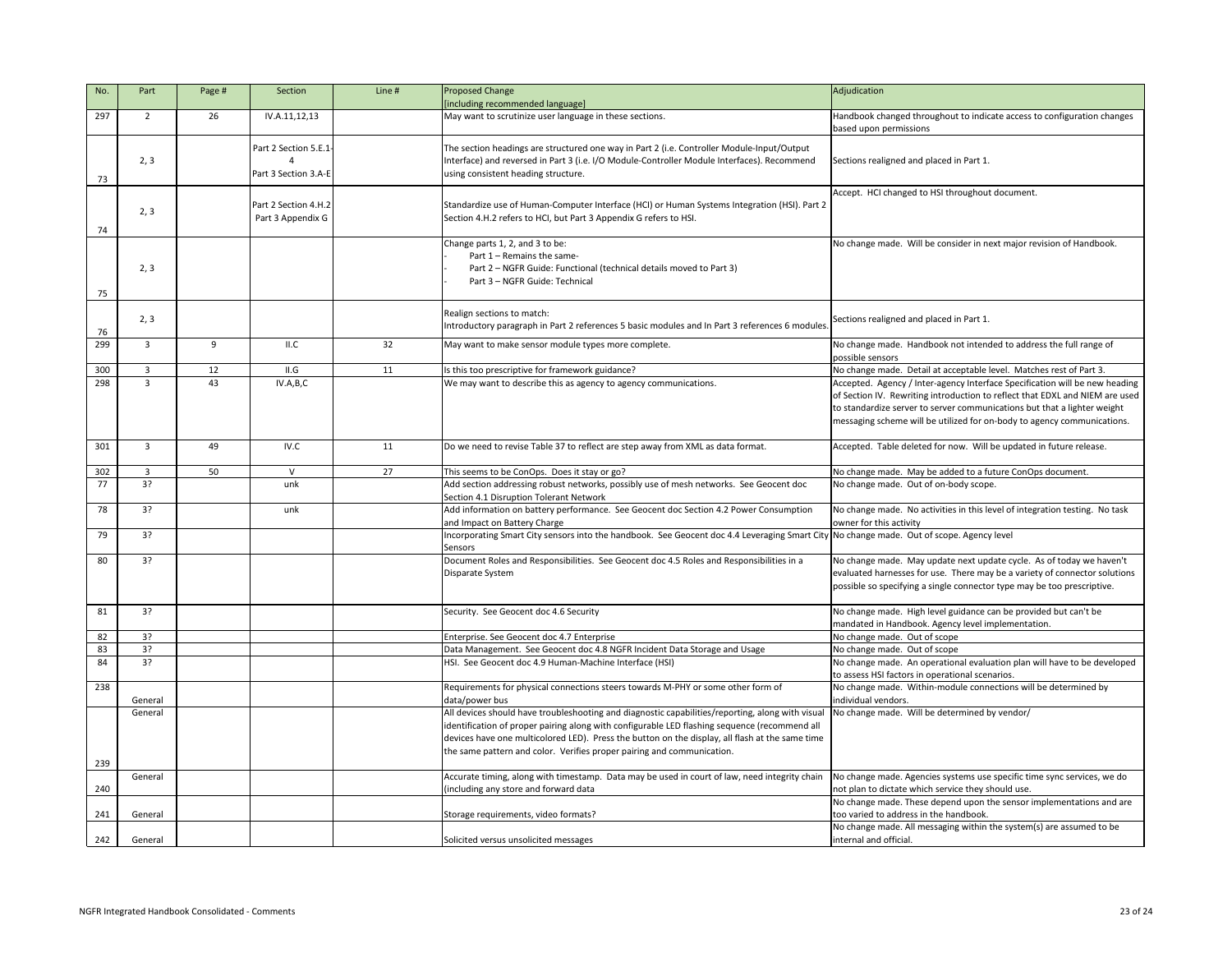| No. | Part | Page # | Section | Line # | Proposed Change [including recommended language] | Adjudication |
|---|---|---|---|---|---|---|
| 297 | 2 | 26 | IV.A.11,12,13 | | May want to scrutinize user language in these sections. | Handbook changed throughout to indicate access to configuration changes based upon permissions |
| 73 | 2, 3 | | Part 2 Section 5.E.1-4 Part 3 Section 3.A-E | | The section headings are structured one way in Part 2 (i.e. Controller Module-Input/Output Interface) and reversed in Part 3 (i.e. I/O Module-Controller Module Interfaces). Recommend using consistent heading structure. | Sections realigned and placed in Part 1. |
| 74 | 2, 3 | | Part 2 Section 4.H.2 Part 3 Appendix G | | Standardize use of Human-Computer Interface (HCI) or Human Systems Integration (HSI). Part 2 Section 4.H.2 refers to HCI, but Part 3 Appendix G refers to HSI. | Accept. HCI changed to HSI throughout document. |
| 75 | 2, 3 | | | | Change parts 1, 2, and 3 to be:<br>- Part 1 – Remains the same-<br>- Part 2 – NGFR Guide: Functional (technical details moved to Part 3)<br>- Part 3 – NGFR Guide: Technical | No change made. Will be consider in next major revision of Handbook. |
| 76 | 2, 3 | | | | Realign sections to match:<br>Introductory paragraph in Part 2 references 5 basic modules and In Part 3 references 6 modules. | Sections realigned and placed in Part 1. |
| 299 | 3 | 9 | II.C | 32 | May want to make sensor module types more complete. | No change made. Handbook not intended to address the full range of possible sensors |
| 300 | 3 | 12 | II.G | 11 | Is this too prescriptive for framework guidance? | No change made. Detail at acceptable level. Matches rest of Part 3. |
| 298 | 3 | 43 | IV.A,B,C | | We may want to describe this as agency to agency communications. | Accepted. Agency / Inter-agency Interface Specification will be new heading of Section IV. Rewriting introduction to reflect that EDXL and NIEM are used to standardize server to server communications but that a lighter weight messaging scheme will be utilized for on-body to agency communications. |
| 301 | 3 | 49 | IV.C | 11 | Do we need to revise Table 37 to reflect are step away from XML as data format. | Accepted. Table deleted for now. Will be updated in future release. |
| 302 | 3 | 50 | V | 27 | This seems to be ConOps. Does it stay or go? | No change made. May be added to a future ConOps document. |
| 77 | 3? | | unk | | Add section addressing robust networks, possibly use of mesh networks. See Geocent doc Section 4.1 Disruption Tolerant Network | No change made. Out of on-body scope. |
| 78 | 3? | | unk | | Add information on battery performance. See Geocent doc Section 4.2 Power Consumption and Impact on Battery Charge | No change made. No activities in this level of integration testing. No task owner for this activity |
| 79 | 3? | | | | Incorporating Smart City sensors into the handbook. See Geocent doc 4.4 Leveraging Smart City Sensors | No change made. Out of scope. Agency level |
| 80 | 3? | | | | Document Roles and Responsibilities. See Geocent doc 4.5 Roles and Responsibilities in a Disparate System | No change made. May update next update cycle. As of today we haven't evaluated harnesses for use. There may be a variety of connector solutions possible so specifying a single connector type may be too prescriptive. |
| 81 | 3? | | | | Security. See Geocent doc 4.6 Security | No change made. High level guidance can be provided but can't be mandated in Handbook. Agency level implementation. |
| 82 | 3? | | | | Enterprise. See Geocent doc 4.7 Enterprise | No change made. Out of scope |
| 83 | 3? | | | | Data Management. See Geocent doc 4.8 NGFR Incident Data Storage and Usage | No change made. Out of scope |
| 84 | 3? | | | | HSI. See Geocent doc 4.9 Human-Machine Interface (HSI) | No change made. An operational evaluation plan will have to be developed to assess HSI factors in operational scenarios. |
| 238 | General | | | | Requirements for physical connections steers towards M-PHY or some other form of data/power bus | No change made. Within-module connections will be determined by individual vendors. |
| 239 | General | | | | All devices should have troubleshooting and diagnostic capabilities/reporting, along with visual identification of proper pairing along with configurable LED flashing sequence (recommend all devices have one multicolored LED). Press the button on the display, all flash at the same time the same pattern and color. Verifies proper pairing and communication. | No change made. Will be determined by vendor/ |
| 240 | General | | | | Accurate timing, along with timestamp. Data may be used in court of law, need integrity chain (including any store and forward data | No change made. Agencies systems use specific time sync services, we do not plan to dictate which service they should use. |
| 241 | General | | | | Storage requirements, video formats? | No change made. These depend upon the sensor implementations and are too varied to address in the handbook. |
| 242 | General | | | | Solicited versus unsolicited messages | No change made. All messaging within the system(s) are assumed to be internal and official. |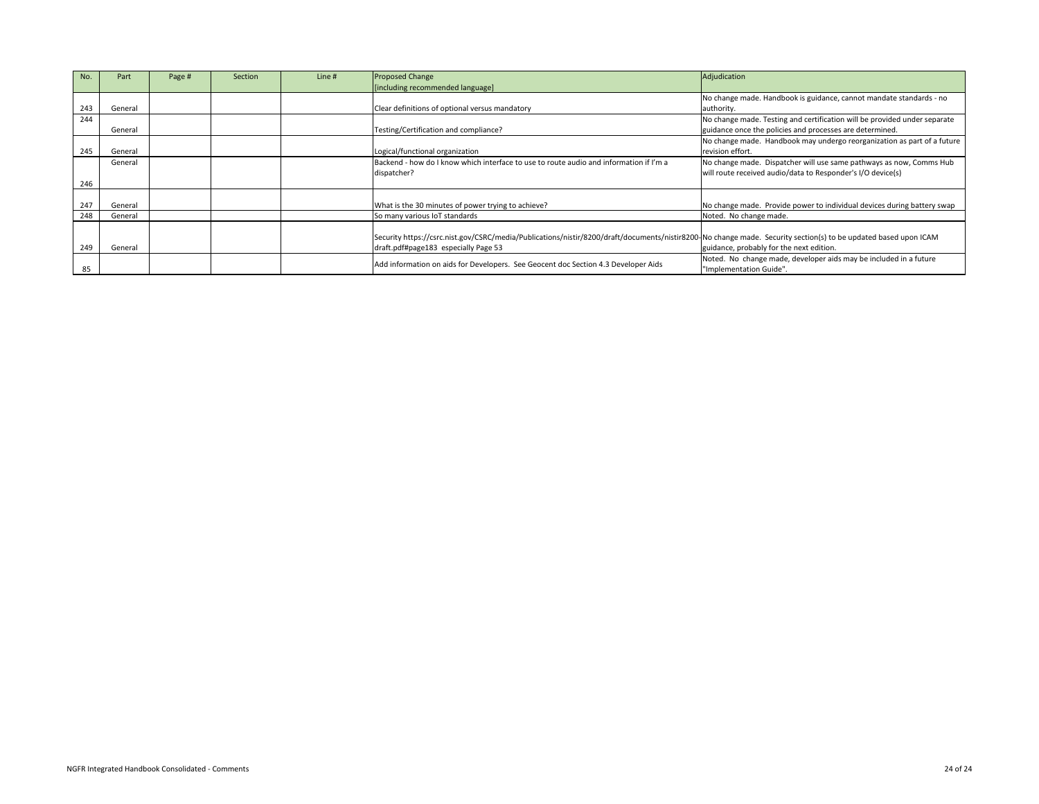| No. | Part | Page # | Section | Line # | Proposed Change [including recommended language] | Adjudication |
|---|---|---|---|---|---|---|
| 243 | General | | | | Clear definitions of optional versus mandatory | No change made. Handbook is guidance, cannot mandate standards - no authority. |
| 244 | General | | | | Testing/Certification and compliance? | No change made. Testing and certification will be provided under separate guidance once the policies and processes are determined. |
| 245 | General | | | | Logical/functional organization | No change made. Handbook may undergo reorganization as part of a future revision effort. |
| 246 | General | | | | Backend - how do I know which interface to use to route audio and information if I'm a dispatcher? | No change made. Dispatcher will use same pathways as now, Comms Hub will route received audio/data to Responder's I/O device(s) |
| 247 | General | | | | What is the 30 minutes of power trying to achieve? | No change made. Provide power to individual devices during battery swap |
| 248 | General | | | | So many various IoT standards | Noted. No change made. |
| 249 | General | | | | Security https://csrc.nist.gov/CSRC/media/Publications/nistir/8200/draft/documents/nistir8200-draft.pdf#page183 especially Page 53 | No change made. Security section(s) to be updated based upon ICAM guidance, probably for the next edition. |
| 85 | | | | | Add information on aids for Developers. See Geocent doc Section 4.3 Developer Aids | Noted. No change made, developer aids may be included in a future "Implementation Guide". |